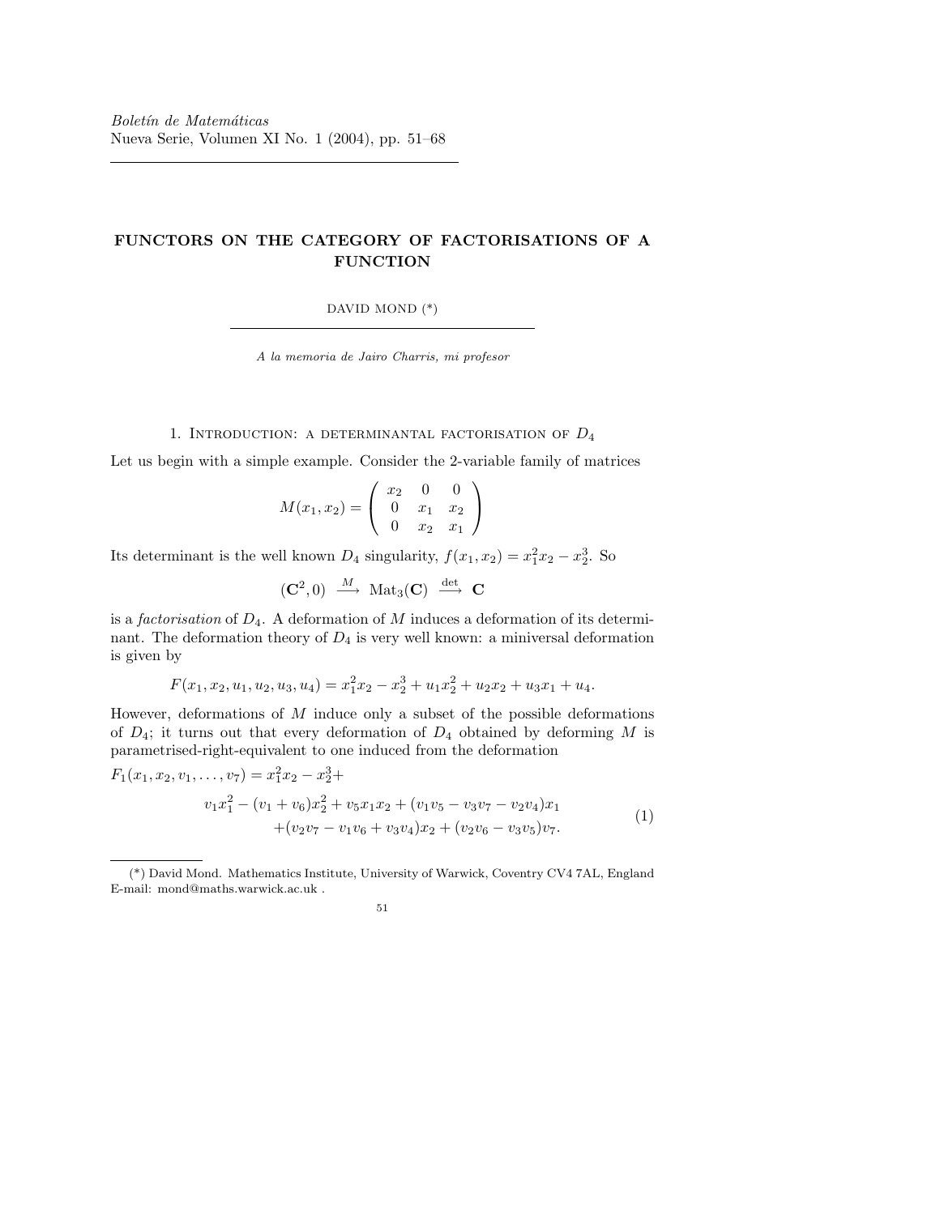# FUNCTORS ON THE CATEGORY OF FACTORISATIONS OF A FUNCTION

DAVID MOND (*)

*A la memoria de Jairo Charris, mi profesor*

## 1. Introduction: a determinantal factorisation of $D_4$

Let us begin with a simple example. Consider the 2-variable family of matrices

$$M(x_1, x_2) = \begin{pmatrix} x_2 & 0 & 0 \\ 0 & x_1 & x_2 \\ 0 & x_2 & x_1 \end{pmatrix}$$

Its determinant is the well known $D_4$ singularity, $f(x_1, x_2) = x_1^2 x_2 - x_2^3$. So

$$(\mathbf{C}^2, 0) \xrightarrow{M} \mathrm{Mat}_3(\mathbf{C}) \xrightarrow{\det} \mathbf{C}$$

is a *factorisation* of $D_4$. A deformation of $M$ induces a deformation of its determinant. The deformation theory of $D_4$ is very well known: a miniversal deformation is given by

$$F(x_1, x_2, u_1, u_2, u_3, u_4) = x_1^2 x_2 - x_2^3 + u_1 x_2^2 + u_2 x_2 + u_3 x_1 + u_4.$$

However, deformations of $M$ induce only a subset of the possible deformations of $D_4$; it turns out that every deformation of $D_4$ obtained by deforming $M$ is parametrised-right-equivalent to one induced from the deformation

$$\begin{aligned} F_1(x_1, x_2, v_1, \ldots, v_7) = x_1^2 x_2 - x_2^3 + \\ v_1 x_1^2 - (v_1 + v_6) x_2^2 + v_5 x_1 x_2 + (v_1 v_5 - v_3 v_7 - v_2 v_4) x_1 \\ + (v_2 v_7 - v_1 v_6 + v_3 v_4) x_2 + (v_2 v_6 - v_3 v_5) v_7. \end{aligned} \tag{1}$$

---

(*) David Mond. Mathematics Institute, University of Warwick, Coventry CV4 7AL, England E-mail: mond@maths.warwick.ac.uk .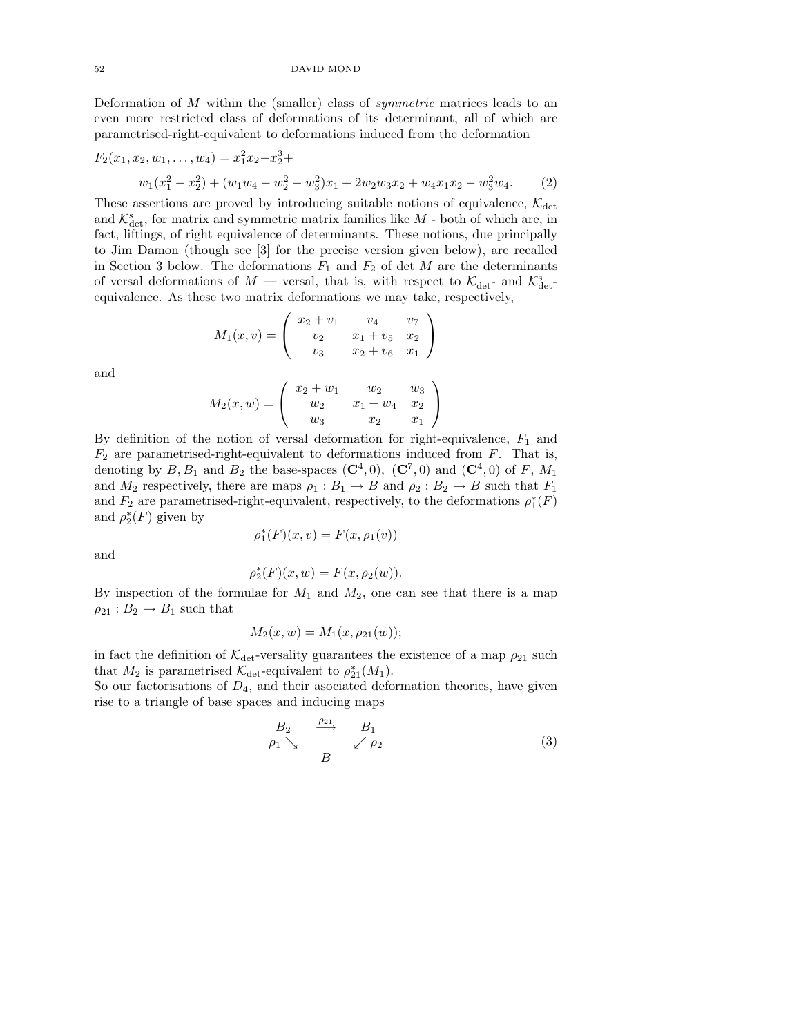Deformation of $M$ within the (smaller) class of *symmetric* matrices leads to an even more restricted class of deformations of its determinant, all of which are parametrised-right-equivalent to deformations induced from the deformation

$$F_2(x_1, x_2, w_1, \ldots, w_4) = x_1^2 x_2 - x_2^3 + \\ w_1(x_1^2 - x_2^2) + (w_1 w_4 - w_2^2 - w_3^2)x_1 + 2w_2 w_3 x_2 + w_4 x_1 x_2 - w_3^2 w_4. \qquad (2)$$

These assertions are proved by introducing suitable notions of equivalence, $\mathcal{K}_{\rm det}$ and $\mathcal{K}^{\rm s}_{\rm det}$, for matrix and symmetric matrix families like $M$ - both of which are, in fact, liftings, of right equivalence of determinants. These notions, due principally to Jim Damon (though see [3] for the precise version given below), are recalled in Section 3 below. The deformations $F_1$ and $F_2$ of det $M$ are the determinants of versal deformations of $M$ — versal, that is, with respect to $\mathcal{K}_{\rm det}$- and $\mathcal{K}^{\rm s}_{\rm det}$-equivalence. As these two matrix deformations we may take, respectively,

$$M_1(x, v) = \begin{pmatrix} x_2 + v_1 & v_4 & v_7 \\ v_2 & x_1 + v_5 & x_2 \\ v_3 & x_2 + v_6 & x_1 \end{pmatrix}$$

and

$$M_2(x, w) = \begin{pmatrix} x_2 + w_1 & w_2 & w_3 \\ w_2 & x_1 + w_4 & x_2 \\ w_3 & x_2 & x_1 \end{pmatrix}$$

By definition of the notion of versal deformation for right-equivalence, $F_1$ and $F_2$ are parametrised-right-equivalent to deformations induced from $F$. That is, denoting by $B, B_1$ and $B_2$ the base-spaces $(\mathbf{C}^4, 0)$, $(\mathbf{C}^7, 0)$ and $(\mathbf{C}^4, 0)$ of $F$, $M_1$ and $M_2$ respectively, there are maps $\rho_1 : B_1 \to B$ and $\rho_2 : B_2 \to B$ such that $F_1$ and $F_2$ are parametrised-right-equivalent, respectively, to the deformations $\rho_1^*(F)$ and $\rho_2^*(F)$ given by

$$\rho_1^*(F)(x, v) = F(x, \rho_1(v))$$

and

$$\rho_2^*(F)(x, w) = F(x, \rho_2(w)).$$

By inspection of the formulae for $M_1$ and $M_2$, one can see that there is a map $\rho_{21} : B_2 \to B_1$ such that

$$M_2(x, w) = M_1(x, \rho_{21}(w));$$

in fact the definition of $\mathcal{K}_{\rm det}$-versality guarantees the existence of a map $\rho_{21}$ such that $M_2$ is parametrised $\mathcal{K}_{\rm det}$-equivalent to $\rho_{21}^*(M_1)$.

So our factorisations of $D_4$, and their asociated deformation theories, have given rise to a triangle of base spaces and inducing maps

$$\begin{array}{ccc} B_2 & \xrightarrow{\rho_{21}} & B_1 \\ \rho_1 \searrow & & \swarrow \rho_2 \\ & B & \end{array} \qquad (3)$$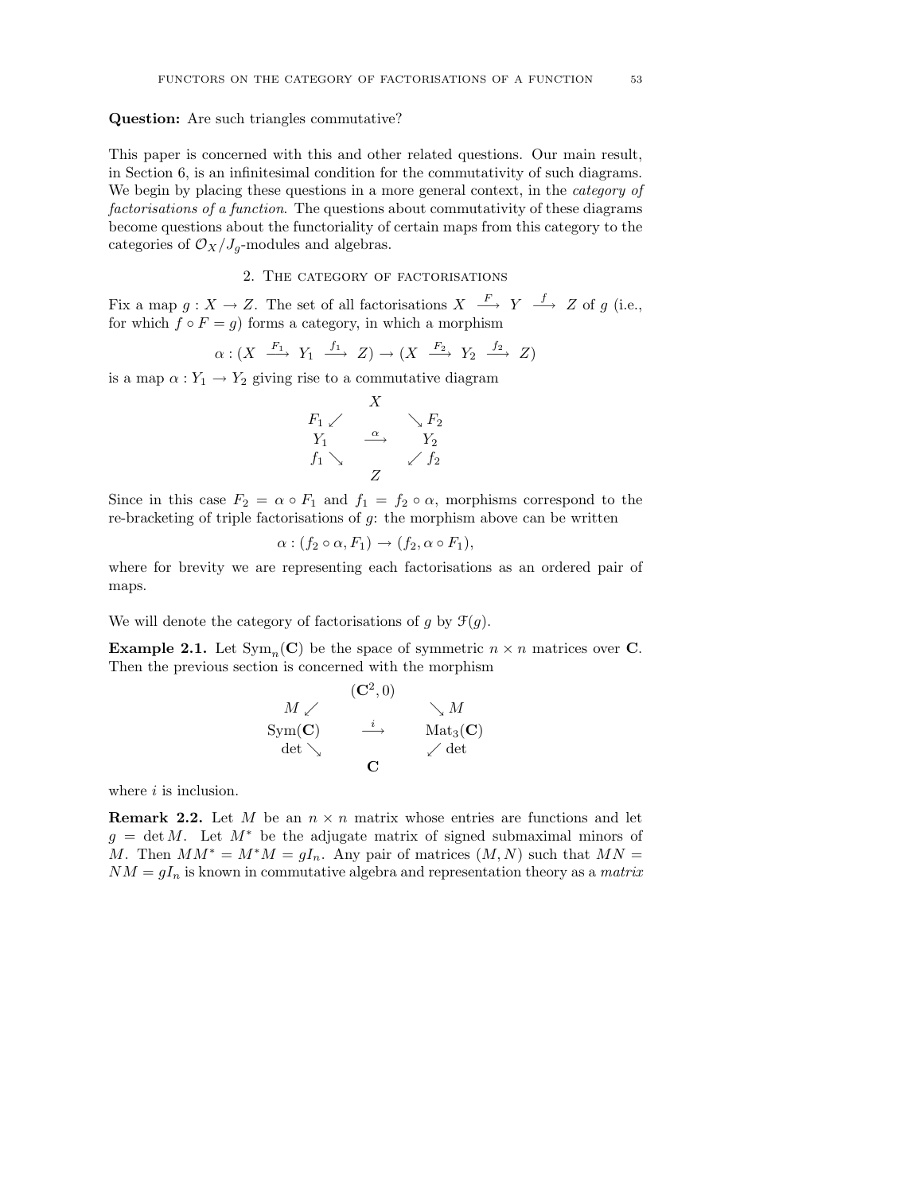**Question:** Are such triangles commutative?

This paper is concerned with this and other related questions. Our main result, in Section 6, is an infinitesimal condition for the commutativity of such diagrams. We begin by placing these questions in a more general context, in the *category of factorisations of a function*. The questions about commutativity of these diagrams become questions about the functoriality of certain maps from this category to the categories of $\mathcal{O}_X/J_g$-modules and algebras.

## 2. The category of factorisations

Fix a map $g : X \to Z$. The set of all factorisations $X \xrightarrow{F} Y \xrightarrow{f} Z$ of $g$ (i.e., for which $f \circ F = g$) forms a category, in which a morphism

$$\alpha : (X \xrightarrow{F_1} Y_1 \xrightarrow{f_1} Z) \to (X \xrightarrow{F_2} Y_2 \xrightarrow{f_2} Z)$$

is a map $\alpha : Y_1 \to Y_2$ giving rise to a commutative diagram

$$\begin{array}{ccc} & X & \\ F_1 \swarrow & & \searrow F_2 \\ Y_1 & \xrightarrow{\alpha} & Y_2 \\ f_1 \searrow & & \swarrow f_2 \\ & Z & \end{array}$$

Since in this case $F_2 = \alpha \circ F_1$ and $f_1 = f_2 \circ \alpha$, morphisms correspond to the re-bracketing of triple factorisations of $g$: the morphism above can be written

$$\alpha : (f_2 \circ \alpha, F_1) \to (f_2, \alpha \circ F_1),$$

where for brevity we are representing each factorisations as an ordered pair of maps.

We will denote the category of factorisations of $g$ by $\mathcal{F}(g)$.

**Example 2.1.** Let $\mathrm{Sym}_n(\mathbf{C})$ be the space of symmetric $n \times n$ matrices over $\mathbf{C}$. Then the previous section is concerned with the morphism

$$\begin{array}{ccc} & (\mathbf{C}^2, 0) & \\ M \swarrow & & \searrow M \\ \mathrm{Sym}(\mathbf{C}) & \xrightarrow{i} & \mathrm{Mat}_3(\mathbf{C}) \\ \det \searrow & & \swarrow \det \\ & \mathbf{C} & \end{array}$$

where $i$ is inclusion.

**Remark 2.2.** Let $M$ be an $n \times n$ matrix whose entries are functions and let $g = \det M$. Let $M^*$ be the adjugate matrix of signed submaximal minors of $M$. Then $MM^* = M^*M = gI_n$. Any pair of matrices $(M, N)$ such that $MN = NM = gI_n$ is known in commutative algebra and representation theory as a *matrix*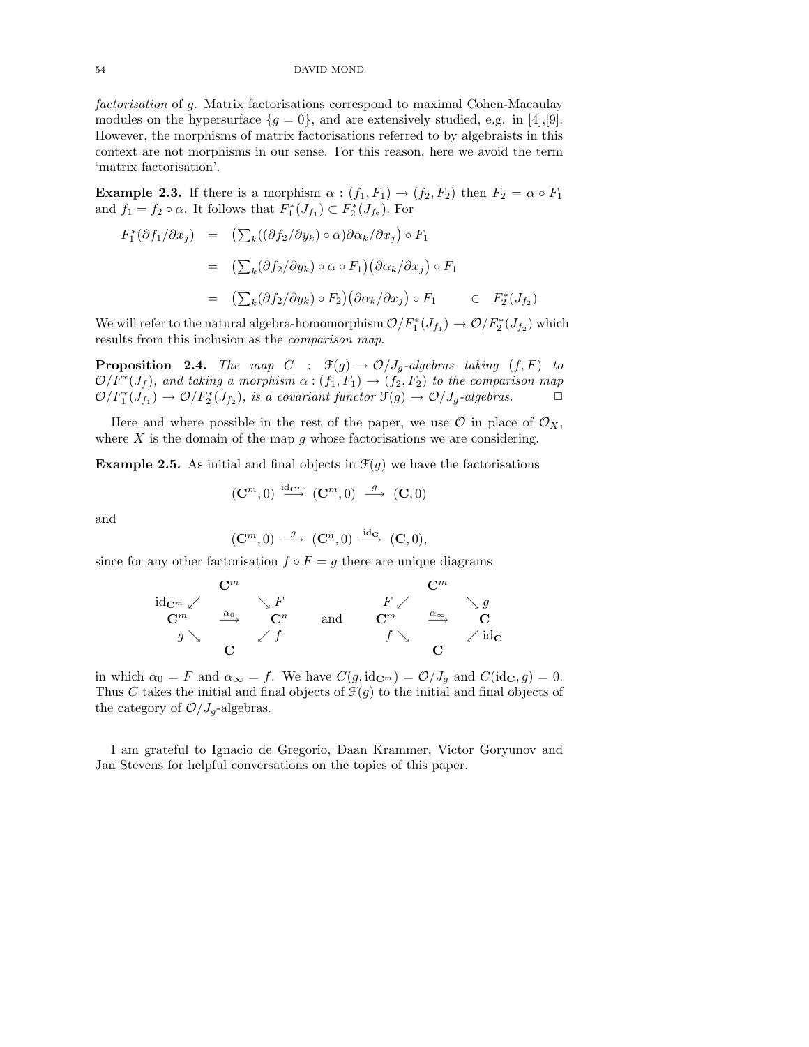*factorisation* of $g$. Matrix factorisations correspond to maximal Cohen-Macaulay modules on the hypersurface $\{g = 0\}$, and are extensively studied, e.g. in [4],[9]. However, the morphisms of matrix factorisations referred to by algebraists in this context are not morphisms in our sense. For this reason, here we avoid the term 'matrix factorisation'.

**Example 2.3.** If there is a morphism $\alpha : (f_1, F_1) \to (f_2, F_2)$ then $F_2 = \alpha \circ F_1$ and $f_1 = f_2 \circ \alpha$. It follows that $F_1^*(J_{f_1}) \subset F_2^*(J_{f_2})$. For

$$
\begin{aligned}
F_1^*(\partial f_1/\partial x_j) &= \big(\textstyle\sum_k ((\partial f_2/\partial y_k)\circ \alpha)\partial \alpha_k/\partial x_j\big)\circ F_1 \\
&= \big(\textstyle\sum_k (\partial f_2/\partial y_k)\circ \alpha \circ F_1\big)\big(\partial \alpha_k/\partial x_j\big)\circ F_1 \\
&= \big(\textstyle\sum_k (\partial f_2/\partial y_k)\circ F_2\big)\big(\partial \alpha_k/\partial x_j\big)\circ F_1 \qquad \in \quad F_2^*(J_{f_2})
\end{aligned}
$$

We will refer to the natural algebra-homomorphism $\mathcal{O}/F_1^*(J_{f_1}) \to \mathcal{O}/F_2^*(J_{f_2})$ which results from this inclusion as the *comparison map*.

**Proposition 2.4.** *The map $C : \mathcal{F}(g) \to \mathcal{O}/J_g$-algebras taking $(f, F)$ to $\mathcal{O}/F^*(J_f)$, and taking a morphism $\alpha : (f_1, F_1) \to (f_2, F_2)$ to the comparison map $\mathcal{O}/F_1^*(J_{f_1}) \to \mathcal{O}/F_2^*(J_{f_2})$, is a covariant functor $\mathcal{F}(g) \to \mathcal{O}/J_g$-algebras.* □

Here and where possible in the rest of the paper, we use $\mathcal{O}$ in place of $\mathcal{O}_X$, where $X$ is the domain of the map $g$ whose factorisations we are considering.

**Example 2.5.** As initial and final objects in $\mathcal{F}(g)$ we have the factorisations

$$(\mathbf{C}^m, 0) \xrightarrow{\mathrm{id}_{\mathbf{C}^m}} (\mathbf{C}^m, 0) \xrightarrow{\ g\ } (\mathbf{C}, 0)$$

and

$$(\mathbf{C}^m, 0) \xrightarrow{\ g\ } (\mathbf{C}^n, 0) \xrightarrow{\mathrm{id}_{\mathbf{C}}} (\mathbf{C}, 0),$$

since for any other factorisation $f \circ F = g$ there are unique diagrams

$$
\begin{array}{ccccc}
 & & \mathbf{C}^m & & \\
 & \mathrm{id}_{\mathbf{C}^m} \swarrow & & \searrow F & \\
\mathbf{C}^m & & \xrightarrow{\alpha_0} & & \mathbf{C}^n \\
 & g \searrow & & \swarrow f & \\
 & & \mathbf{C} & &
\end{array}
\qquad \text{and} \qquad
\begin{array}{ccccc}
 & & \mathbf{C}^m & & \\
 & F \swarrow & & \searrow g & \\
\mathbf{C}^m & & \xrightarrow{\alpha_\infty} & & \mathbf{C} \\
 & f \searrow & & \swarrow \mathrm{id}_{\mathbf{C}} & \\
 & & \mathbf{C} & &
\end{array}
$$

in which $\alpha_0 = F$ and $\alpha_\infty = f$. We have $C(g, \mathrm{id}_{\mathbf{C}^m}) = \mathcal{O}/J_g$ and $C(\mathrm{id}_{\mathbf{C}}, g) = 0$. Thus $C$ takes the initial and final objects of $\mathcal{F}(g)$ to the initial and final objects of the category of $\mathcal{O}/J_g$-algebras.

I am grateful to Ignacio de Gregorio, Daan Krammer, Victor Goryunov and Jan Stevens for helpful conversations on the topics of this paper.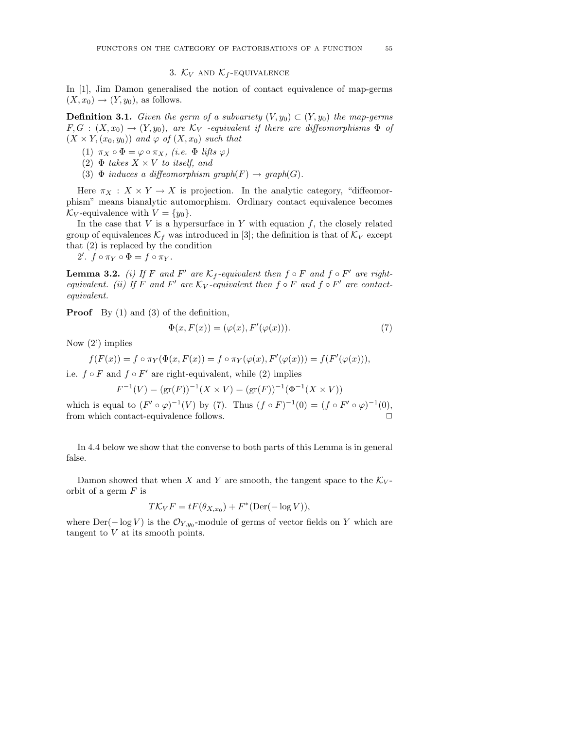## 3. $\mathcal{K}_V$ and $\mathcal{K}_f$-equivalence

In [1], Jim Damon generalised the notion of contact equivalence of map-germs $(X, x_0) \to (Y, y_0)$, as follows.

**Definition 3.1.** *Given the germ of a subvariety $(V, y_0) \subset (Y, y_0)$ the map-germs $F, G : (X, x_0) \to (Y, y_0)$, are $\mathcal{K}_V$ -equivalent if there are diffeomorphisms $\Phi$ of $(X \times Y, (x_0, y_0))$ and $\varphi$ of $(X, x_0)$ such that*

1. *$\pi_X \circ \Phi = \varphi \circ \pi_X$, (i.e. $\Phi$ lifts $\varphi$)*
2. *$\Phi$ takes $X \times V$ to itself, and*
3. *$\Phi$ induces a diffeomorphism graph$(F) \to$ graph$(G)$.*

Here $\pi_X : X \times Y \to X$ is projection. In the analytic category, "diffeomorphism" means bianalytic automorphism. Ordinary contact equivalence becomes $\mathcal{K}_V$-equivalence with $V = \{y_0\}$.

In the case that $V$ is a hypersurface in $Y$ with equation $f$, the closely related group of equivalences $\mathcal{K}_f$ was introduced in [3]; the definition is that of $\mathcal{K}_V$ except that (2) is replaced by the condition

$2'$. $f \circ \pi_Y \circ \Phi = f \circ \pi_Y$.

**Lemma 3.2.** *(i) If $F$ and $F'$ are $\mathcal{K}_f$-equivalent then $f \circ F$ and $f \circ F'$ are right-equivalent. (ii) If $F$ and $F'$ are $\mathcal{K}_V$-equivalent then $f \circ F$ and $f \circ F'$ are contact-equivalent.*

**Proof** By (1) and (3) of the definition,

$$\Phi(x, F(x)) = (\varphi(x), F'(\varphi(x))). \tag{7}$$

Now (2') implies

$$f(F(x)) = f \circ \pi_Y(\Phi(x, F(x)) = f \circ \pi_Y(\varphi(x), F'(\varphi(x))) = f(F'(\varphi(x))),$$

i.e. $f \circ F$ and $f \circ F'$ are right-equivalent, while (2) implies

$$F^{-1}(V) = (\text{gr}(F))^{-1}(X \times V) = (\text{gr}(F))^{-1}(\Phi^{-1}(X \times V))$$

which is equal to $(F' \circ \varphi)^{-1}(V)$ by (7). Thus $(f \circ F)^{-1}(0) = (f \circ F' \circ \varphi)^{-1}(0)$, from which contact-equivalence follows. □

In 4.4 below we show that the converse to both parts of this Lemma is in general false.

Damon showed that when $X$ and $Y$ are smooth, the tangent space to the $\mathcal{K}_V$-orbit of a germ $F$ is

$$T\mathcal{K}_V F = tF(\theta_{X,x_0}) + F^*(\text{Der}(-\log V)),$$

where $\text{Der}(-\log V)$ is the $\mathcal{O}_{Y,y_0}$-module of germs of vector fields on $Y$ which are tangent to $V$ at its smooth points.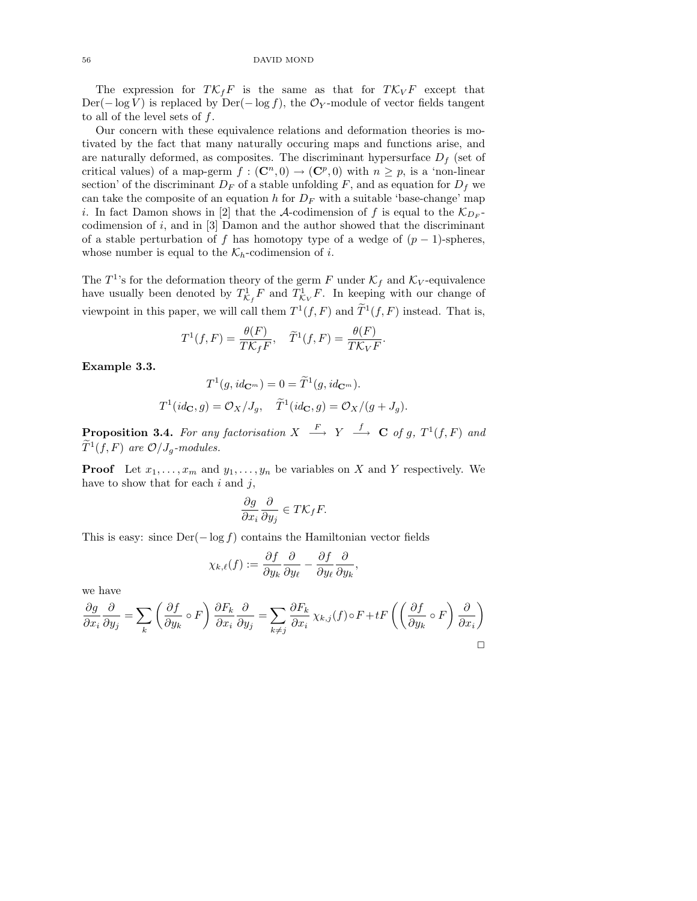The expression for $T\mathcal{K}_f F$ is the same as that for $T\mathcal{K}_V F$ except that $\mathrm{Der}(-\log V)$ is replaced by $\mathrm{Der}(-\log f)$, the $\mathcal{O}_Y$-module of vector fields tangent to all of the level sets of $f$.

Our concern with these equivalence relations and deformation theories is motivated by the fact that many naturally occuring maps and functions arise, and are naturally deformed, as composites. The discriminant hypersurface $D_f$ (set of critical values) of a map-germ $f : (\mathbf{C}^n, 0) \to (\mathbf{C}^p, 0)$ with $n \geq p$, is a 'non-linear section' of the discriminant $D_F$ of a stable unfolding $F$, and as equation for $D_f$ we can take the composite of an equation $h$ for $D_F$ with a suitable 'base-change' map $i$. In fact Damon shows in [2] that the $\mathcal{A}$-codimension of $f$ is equal to the $\mathcal{K}_{D_F}$-codimension of $i$, and in [3] Damon and the author showed that the discriminant of a stable perturbation of $f$ has homotopy type of a wedge of $(p-1)$-spheres, whose number is equal to the $\mathcal{K}_h$-codimension of $i$.

The $T^1$'s for the deformation theory of the germ $F$ under $\mathcal{K}_f$ and $\mathcal{K}_V$-equivalence have usually been denoted by $T^1_{\mathcal{K}_f}F$ and $T^1_{\mathcal{K}_V}F$. In keeping with our change of viewpoint in this paper, we will call them $T^1(f, F)$ and $\widetilde{T}^1(f, F)$ instead. That is,

$$T^1(f, F) = \frac{\theta(F)}{T\mathcal{K}_f F}, \quad \widetilde{T}^1(f, F) = \frac{\theta(F)}{T\mathcal{K}_V F}.$$

**Example 3.3.**

$$T^1(g, id_{\mathbf{C}^m}) = 0 = \widetilde{T}^1(g, id_{\mathbf{C}^m}).$$

$$T^1(id_{\mathbf{C}}, g) = \mathcal{O}_X / J_g, \quad \widetilde{T}^1(id_{\mathbf{C}}, g) = \mathcal{O}_X/(g + J_g).$$

**Proposition 3.4.** *For any factorisation $X \xrightarrow{F} Y \xrightarrow{f} \mathbf{C}$ of $g$, $T^1(f, F)$ and $\widetilde{T}^1(f, F)$ are $\mathcal{O}/J_g$-modules.*

**Proof** Let $x_1, \ldots, x_m$ and $y_1, \ldots, y_n$ be variables on $X$ and $Y$ respectively. We have to show that for each $i$ and $j$,

$$\frac{\partial g}{\partial x_i} \frac{\partial}{\partial y_j} \in T\mathcal{K}_f F.$$

This is easy: since $\mathrm{Der}(-\log f)$ contains the Hamiltonian vector fields

$$\chi_{k,\ell}(f) := \frac{\partial f}{\partial y_k} \frac{\partial}{\partial y_\ell} - \frac{\partial f}{\partial y_\ell} \frac{\partial}{\partial y_k},$$

we have

$$\frac{\partial g}{\partial x_i} \frac{\partial}{\partial y_j} = \sum_k \left( \frac{\partial f}{\partial y_k} \circ F \right) \frac{\partial F_k}{\partial x_i} \frac{\partial}{\partial y_j} = \sum_{k \neq j} \frac{\partial F_k}{\partial x_i} \chi_{k,j}(f) \circ F + tF \left( \left( \frac{\partial f}{\partial y_k} \circ F \right) \frac{\partial}{\partial x_i} \right)$$

□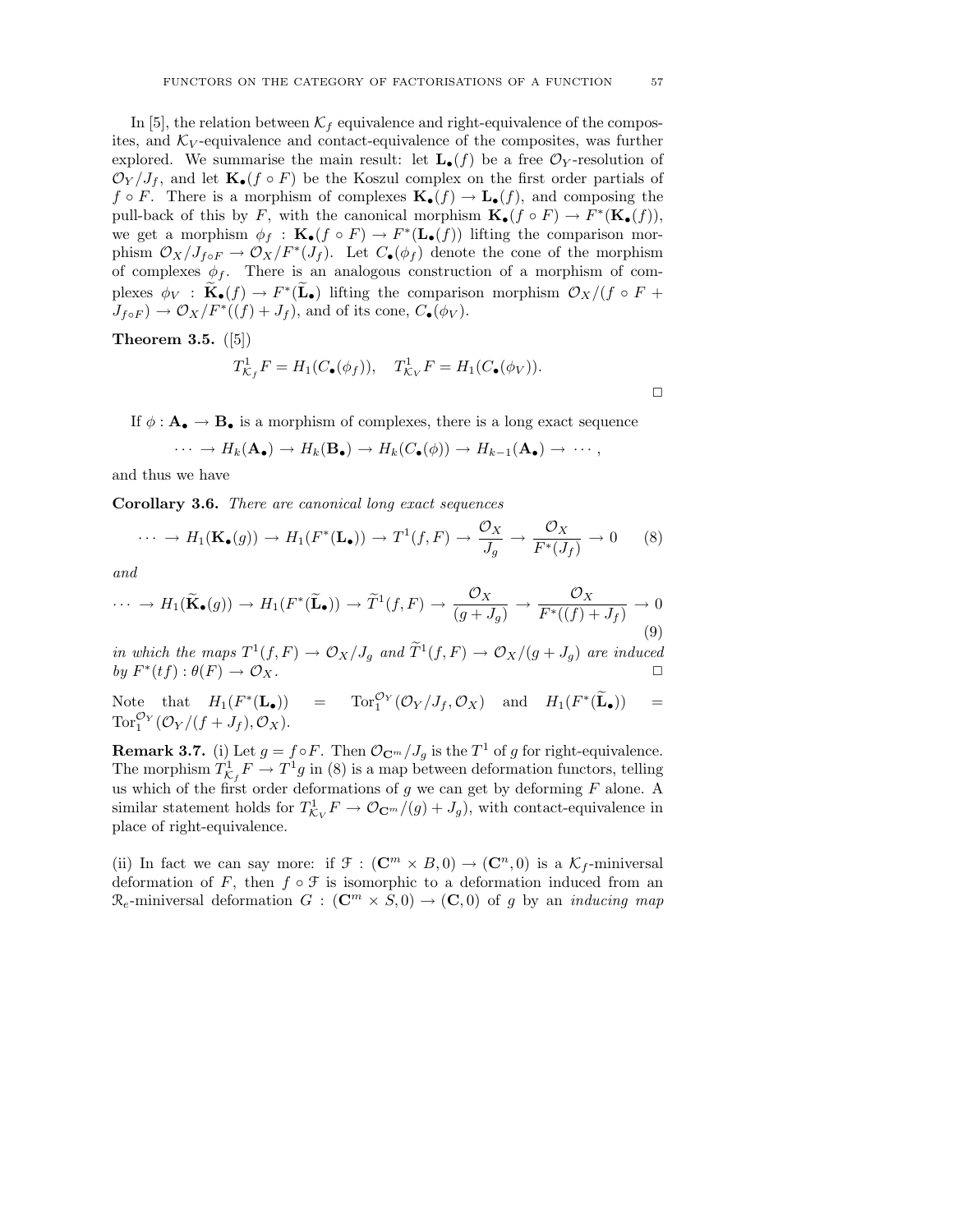In [5], the relation between $\mathcal{K}_f$ equivalence and right-equivalence of the composites, and $\mathcal{K}_V$-equivalence and contact-equivalence of the composites, was further explored. We summarise the main result: let $\mathbf{L}_\bullet(f)$ be a free $\mathcal{O}_Y$-resolution of $\mathcal{O}_Y/J_f$, and let $\mathbf{K}_\bullet(f\circ F)$ be the Koszul complex on the first order partials of $f\circ F$. There is a morphism of complexes $\mathbf{K}_\bullet(f)\to\mathbf{L}_\bullet(f)$, and composing the pull-back of this by $F$, with the canonical morphism $\mathbf{K}_\bullet(f\circ F)\to F^*(\mathbf{K}_\bullet(f))$, we get a morphism $\phi_f:\mathbf{K}_\bullet(f\circ F)\to F^*(\mathbf{L}_\bullet(f))$ lifting the comparison morphism $\mathcal{O}_X/J_{f\circ F}\to\mathcal{O}_X/F^*(J_f)$. Let $C_\bullet(\phi_f)$ denote the cone of the morphism of complexes $\phi_f$. There is an analogous construction of a morphism of complexes $\phi_V:\widetilde{\mathbf{K}}_\bullet(f)\to F^*(\widetilde{\mathbf{L}}_\bullet)$ lifting the comparison morphism $\mathcal{O}_X/(f\circ F+J_{f\circ F})\to\mathcal{O}_X/F^*((f)+J_f)$, and of its cone, $C_\bullet(\phi_V)$.

**Theorem 3.5.** ([5])

$$T^1_{\mathcal{K}_f}F=H_1(C_\bullet(\phi_f)),\quad T^1_{\mathcal{K}_V}F=H_1(C_\bullet(\phi_V)).$$

□

If $\phi:\mathbf{A}_\bullet\to\mathbf{B}_\bullet$ is a morphism of complexes, there is a long exact sequence

$$\cdots\to H_k(\mathbf{A}_\bullet)\to H_k(\mathbf{B}_\bullet)\to H_k(C_\bullet(\phi))\to H_{k-1}(\mathbf{A}_\bullet)\to\cdots,$$

and thus we have

**Corollary 3.6.** *There are canonical long exact sequences*

$$\cdots\to H_1(\mathbf{K}_\bullet(g))\to H_1(F^*(\mathbf{L}_\bullet))\to T^1(f,F)\to\frac{\mathcal{O}_X}{J_g}\to\frac{\mathcal{O}_X}{F^*(J_f)}\to 0 \tag{8}$$

*and*

$$\cdots\to H_1(\widetilde{\mathbf{K}}_\bullet(g))\to H_1(F^*(\widetilde{\mathbf{L}}_\bullet))\to\widetilde{T}^1(f,F)\to\frac{\mathcal{O}_X}{(g+J_g)}\to\frac{\mathcal{O}_X}{F^*((f)+J_f)}\to 0 \tag{9}$$

*in which the maps $T^1(f,F)\to\mathcal{O}_X/J_g$ and $\widetilde{T}^1(f,F)\to\mathcal{O}_X/(g+J_g)$ are induced by $F^*(tf):\theta(F)\to\mathcal{O}_X$.* □

Note that $H_1(F^*(\mathbf{L}_\bullet))=\operatorname{Tor}_1^{\mathcal{O}_Y}(\mathcal{O}_Y/J_f,\mathcal{O}_X)$ and $H_1(F^*(\widetilde{\mathbf{L}}_\bullet))=\operatorname{Tor}_1^{\mathcal{O}_Y}(\mathcal{O}_Y/(f+J_f),\mathcal{O}_X)$.

**Remark 3.7.** (i) Let $g=f\circ F$. Then $\mathcal{O}_{\mathbf{C}^m}/J_g$ is the $T^1$ of $g$ for right-equivalence. The morphism $T^1_{\mathcal{K}_f}F\to T^1g$ in (8) is a map between deformation functors, telling us which of the first order deformations of $g$ we can get by deforming $F$ alone. A similar statement holds for $T^1_{\mathcal{K}_V}F\to\mathcal{O}_{\mathbf{C}^m}/(g)+J_g)$, with contact-equivalence in place of right-equivalence.

(ii) In fact we can say more: if $\mathcal{F}:(\mathbf{C}^m\times B,0)\to(\mathbf{C}^n,0)$ is a $\mathcal{K}_f$-miniversal deformation of $F$, then $f\circ\mathcal{F}$ is isomorphic to a deformation induced from an $\mathcal{R}_e$-miniversal deformation $G:(\mathbf{C}^m\times S,0)\to(\mathbf{C},0)$ of $g$ by an *inducing map*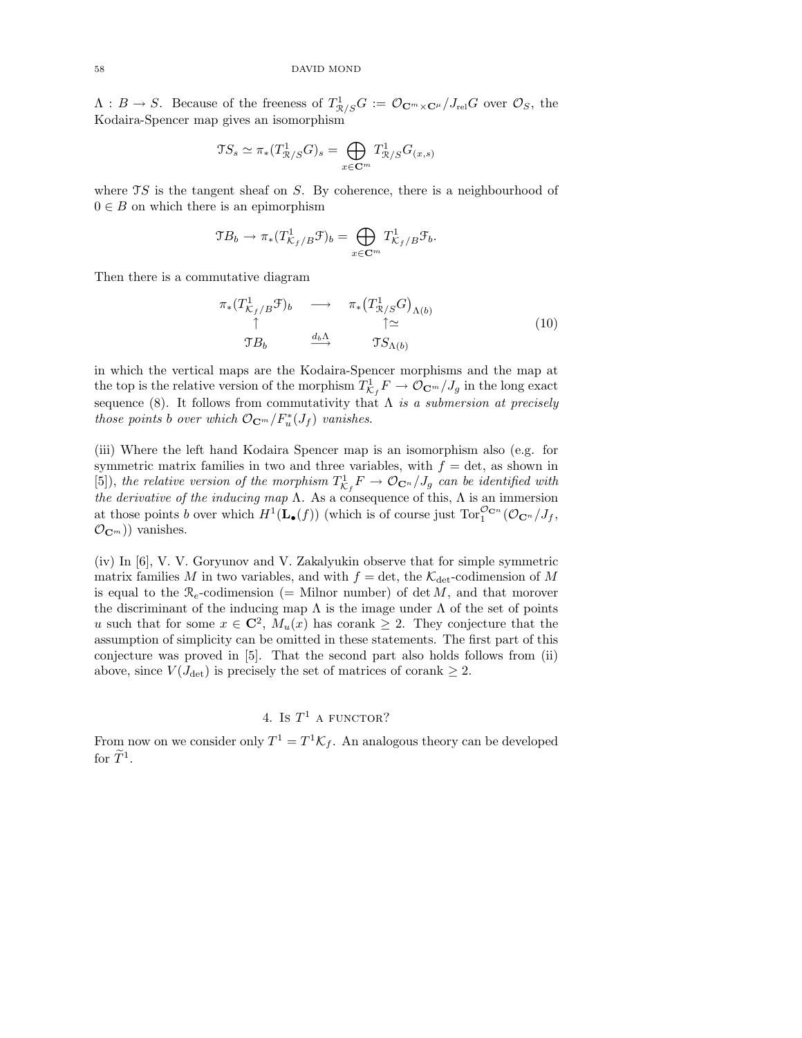$\Lambda : B \to S$. Because of the freeness of $T^1_{\mathcal{R}/S}G := \mathcal{O}_{\mathbf{C}^m \times \mathbf{C}^\mu}/J_{\text{rel}}G$ over $\mathcal{O}_S$, the Kodaira-Spencer map gives an isomorphism

$$\mathcal{T}S_s \simeq \pi_*(T^1_{\mathcal{R}/S}G)_s = \bigoplus_{x \in \mathbf{C}^m} T^1_{\mathcal{R}/S}G_{(x,s)}$$

where $\mathcal{T}S$ is the tangent sheaf on $S$. By coherence, there is a neighbourhood of $0 \in B$ on which there is an epimorphism

$$\mathcal{T}B_b \to \pi_*(T^1_{\mathcal{K}_f/B}\mathcal{F})_b = \bigoplus_{x \in \mathbf{C}^m} T^1_{\mathcal{K}_f/B}\mathcal{F}_b.$$

Then there is a commutative diagram

$$\begin{array}{ccc} \pi_*(T^1_{\mathcal{K}_f/B}\mathcal{F})_b & \longrightarrow & \pi_*\big(T^1_{\mathcal{R}/S}G\big)_{\Lambda(b)} \\ \uparrow & & \uparrow\simeq \\ \mathcal{T}B_b & \xrightarrow{d_b\Lambda} & \mathcal{T}S_{\Lambda(b)} \end{array} \tag{10}$$

in which the vertical maps are the Kodaira-Spencer morphisms and the map at the top is the relative version of the morphism $T^1_{\mathcal{K}_f}F \to \mathcal{O}_{\mathbf{C}^m}/J_g$ in the long exact sequence (8). It follows from commutativity that *$\Lambda$ is a submersion at precisely those points $b$ over which $\mathcal{O}_{\mathbf{C}^m}/F_u^*(J_f)$ vanishes.*

(iii) Where the left hand Kodaira Spencer map is an isomorphism also (e.g. for symmetric matrix families in two and three variables, with $f = \det$, as shown in [5]), *the relative version of the morphism $T^1_{\mathcal{K}_f}F \to \mathcal{O}_{\mathbf{C}^n}/J_g$ can be identified with the derivative of the inducing map $\Lambda$.* As a consequence of this, $\Lambda$ is an immersion at those points $b$ over which $H^1(\mathbf{L}_\bullet(f))$ (which is of course just $\mathrm{Tor}_1^{\mathcal{O}_{\mathbf{C}^n}}(\mathcal{O}_{\mathbf{C}^n}/J_f, \mathcal{O}_{\mathbf{C}^m})$) vanishes.

(iv) In [6], V. V. Goryunov and V. Zakalyukin observe that for simple symmetric matrix families $M$ in two variables, and with $f = \det$, the $\mathcal{K}_{\det}$-codimension of $M$ is equal to the $\mathcal{R}_e$-codimension (= Milnor number) of $\det M$, and that morover the discriminant of the inducing map $\Lambda$ is the image under $\Lambda$ of the set of points $u$ such that for some $x \in \mathbf{C}^2$, $M_u(x)$ has corank $\geq 2$. They conjecture that the assumption of simplicity can be omitted in these statements. The first part of this conjecture was proved in [5]. That the second part also holds follows from (ii) above, since $V(J_{\det})$ is precisely the set of matrices of corank $\geq 2$.

## 4. Is $T^1$ a functor?

From now on we consider only $T^1 = T^1\mathcal{K}_f$. An analogous theory can be developed for $\widetilde{T}^1$.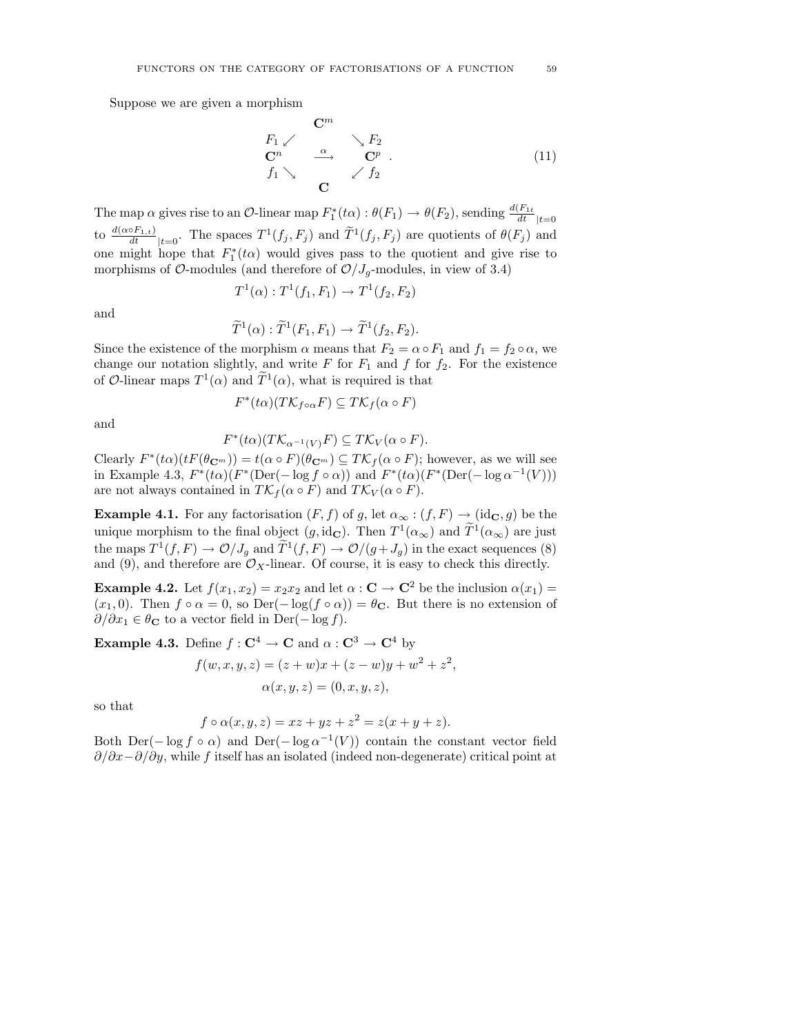Suppose we are given a morphism

$$\begin{array}{ccccc} & & \mathbf{C}^m & & \\ & F_1 \swarrow & & \searrow F_2 & \\ \mathbf{C}^n & & \xrightarrow{\alpha} & & \mathbf{C}^p \\ & f_1 \searrow & & \swarrow f_2 & \\ & & \mathbf{C} & & \end{array} . \tag{11}$$

The map $\alpha$ gives rise to an $\mathcal{O}$-linear map $F_1^*(t\alpha) : \theta(F_1) \to \theta(F_2)$, sending $\frac{d(F_{1t}}{dt}_{|t=0}$ to $\frac{d(\alpha \circ F_{1,t})}{dt}_{|t=0}$. The spaces $T^1(f_j, F_j)$ and $\widetilde{T}^1(f_j, F_j)$ are quotients of $\theta(F_j)$ and one might hope that $F_1^*(t\alpha)$ would gives pass to the quotient and give rise to morphisms of $\mathcal{O}$-modules (and therefore of $\mathcal{O}/J_g$-modules, in view of 3.4)

$$T^1(\alpha) : T^1(f_1, F_1) \to T^1(f_2, F_2)$$

and

$$\widetilde{T}^1(\alpha) : \widetilde{T}^1(F_1, F_1) \to \widetilde{T}^1(f_2, F_2).$$

Since the existence of the morphism $\alpha$ means that $F_2 = \alpha \circ F_1$ and $f_1 = f_2 \circ \alpha$, we change our notation slightly, and write $F$ for $F_1$ and $f$ for $f_2$. For the existence of $\mathcal{O}$-linear maps $T^1(\alpha)$ and $\widetilde{T}^1(\alpha)$, what is required is that

$$F^*(t\alpha)(T\mathcal{K}_{f \circ \alpha} F) \subseteq T\mathcal{K}_f(\alpha \circ F)$$

and

$$F^*(t\alpha)(T\mathcal{K}_{\alpha^{-1}(V)} F) \subseteq T\mathcal{K}_V(\alpha \circ F).$$

Clearly $F^*(t\alpha)(tF(\theta_{\mathbf{C}^m})) = t(\alpha \circ F)(\theta_{\mathbf{C}^m}) \subseteq T\mathcal{K}_f(\alpha \circ F)$; however, as we will see in Example 4.3, $F^*(t\alpha)(F^*(\mathrm{Der}(-\log f \circ \alpha))$ and $F^*(t\alpha)(F^*(\mathrm{Der}(-\log \alpha^{-1}(V)))$ are not always contained in $T\mathcal{K}_f(\alpha \circ F)$ and $T\mathcal{K}_V(\alpha \circ F)$.

**Example 4.1.** For any factorisation $(F, f)$ of $g$, let $\alpha_\infty : (f, F) \to (\mathrm{id}_{\mathbf{C}}, g)$ be the unique morphism to the final object $(g, \mathrm{id}_{\mathbf{C}})$. Then $T^1(\alpha_\infty)$ and $\widetilde{T}^1(\alpha_\infty)$ are just the maps $T^1(f, F) \to \mathcal{O}/J_g$ and $\widetilde{T}^1(f, F) \to \mathcal{O}/(g + J_g)$ in the exact sequences (8) and (9), and therefore are $\mathcal{O}_X$-linear. Of course, it is easy to check this directly.

**Example 4.2.** Let $f(x_1, x_2) = x_2 x_2$ and let $\alpha : \mathbf{C} \to \mathbf{C}^2$ be the inclusion $\alpha(x_1) = (x_1, 0)$. Then $f \circ \alpha = 0$, so $\mathrm{Der}(-\log(f \circ \alpha)) = \theta_{\mathbf{C}}$. But there is no extension of $\partial/\partial x_1 \in \theta_{\mathbf{C}}$ to a vector field in $\mathrm{Der}(-\log f)$.

**Example 4.3.** Define $f : \mathbf{C}^4 \to \mathbf{C}$ and $\alpha : \mathbf{C}^3 \to \mathbf{C}^4$ by

$$f(w, x, y, z) = (z + w)x + (z - w)y + w^2 + z^2,$$

$$\alpha(x, y, z) = (0, x, y, z),$$

so that

$$f \circ \alpha(x, y, z) = xz + yz + z^2 = z(x + y + z).$$

Both $\mathrm{Der}(-\log f \circ \alpha)$ and $\mathrm{Der}(-\log \alpha^{-1}(V))$ contain the constant vector field $\partial/\partial x - \partial/\partial y$, while $f$ itself has an isolated (indeed non-degenerate) critical point at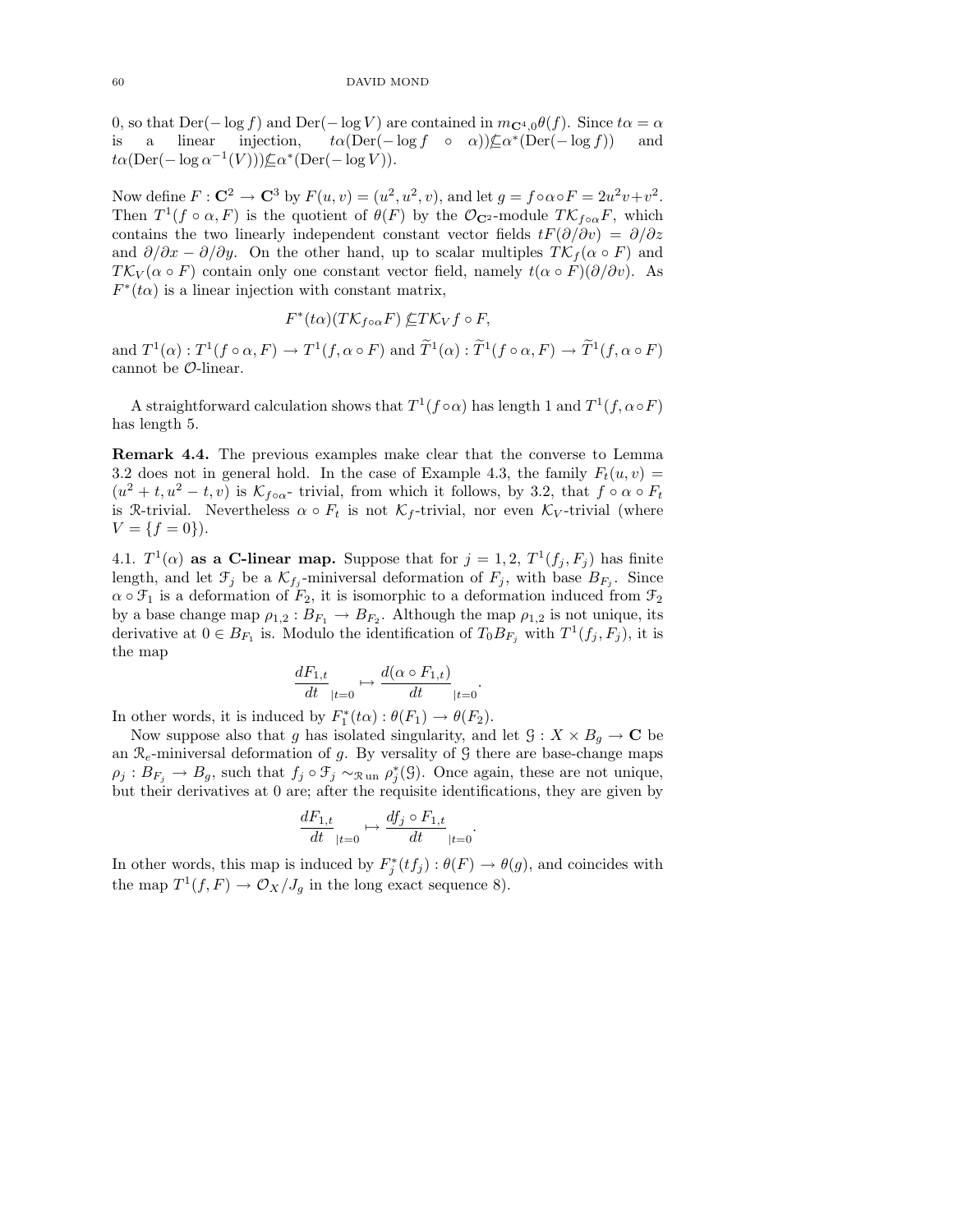0, so that $\mathrm{Der}(-\log f)$ and $\mathrm{Der}(-\log V)$ are contained in $m_{\mathbf{C}^4,0}\theta(f)$. Since $t\alpha = \alpha$ is a linear injection, $t\alpha(\mathrm{Der}(-\log f \circ \alpha)) \not\subseteq \alpha^*(\mathrm{Der}(-\log f))$ and $t\alpha(\mathrm{Der}(-\log \alpha^{-1}(V))) \not\subseteq \alpha^*(\mathrm{Der}(-\log V))$.

Now define $F : \mathbf{C}^2 \to \mathbf{C}^3$ by $F(u,v) = (u^2, u^2, v)$, and let $g = f \circ \alpha \circ F = 2u^2 v + v^2$. Then $T^1(f \circ \alpha, F)$ is the quotient of $\theta(F)$ by the $\mathcal{O}_{\mathbf{C}^2}$-module $T\mathcal{K}_{f\circ\alpha}F$, which contains the two linearly independent constant vector fields $tF(\partial/\partial v) = \partial/\partial z$ and $\partial/\partial x - \partial/\partial y$. On the other hand, up to scalar multiples $T\mathcal{K}_f(\alpha \circ F)$ and $T\mathcal{K}_V(\alpha \circ F)$ contain only one constant vector field, namely $t(\alpha \circ F)(\partial/\partial v)$. As $F^*(t\alpha)$ is a linear injection with constant matrix,

$$F^*(t\alpha)(T\mathcal{K}_{f\circ\alpha}F) \not\subseteq T\mathcal{K}_V f \circ F,$$

and $T^1(\alpha) : T^1(f \circ \alpha, F) \to T^1(f, \alpha \circ F)$ and $\widetilde{T}^1(\alpha) : \widetilde{T}^1(f \circ \alpha, F) \to \widetilde{T}^1(f, \alpha \circ F)$ cannot be $\mathcal{O}$-linear.

A straightforward calculation shows that $T^1(f \circ \alpha)$ has length 1 and $T^1(f, \alpha \circ F)$ has length 5.

**Remark 4.4.** The previous examples make clear that the converse to Lemma 3.2 does not in general hold. In the case of Example 4.3, the family $F_t(u,v) = (u^2 + t, u^2 - t, v)$ is $\mathcal{K}_{f\circ\alpha}$- trivial, from which it follows, by 3.2, that $f \circ \alpha \circ F_t$ is $\mathcal{R}$-trivial. Nevertheless $\alpha \circ F_t$ is not $\mathcal{K}_f$-trivial, nor even $\mathcal{K}_V$-trivial (where $V = \{f = 0\}$).

4.1. **$T^1(\alpha)$ as a C-linear map.** Suppose that for $j = 1, 2$, $T^1(f_j, F_j)$ has finite length, and let $\mathcal{F}_j$ be a $\mathcal{K}_{f_j}$-miniversal deformation of $F_j$, with base $B_{F_j}$. Since $\alpha \circ \mathcal{F}_1$ is a deformation of $F_2$, it is isomorphic to a deformation induced from $\mathcal{F}_2$ by a base change map $\rho_{1,2} : B_{F_1} \to B_{F_2}$. Although the map $\rho_{1,2}$ is not unique, its derivative at $0 \in B_{F_1}$ is. Modulo the identification of $T_0 B_{F_j}$ with $T^1(f_j, F_j)$, it is the map

$$\frac{dF_{1,t}}{dt}_{|t=0} \mapsto \frac{d(\alpha \circ F_{1,t})}{dt}_{|t=0}.$$

In other words, it is induced by $F_1^*(t\alpha) : \theta(F_1) \to \theta(F_2)$.

Now suppose also that $g$ has isolated singularity, and let $\mathcal{G} : X \times B_g \to \mathbf{C}$ be an $\mathcal{R}_e$-miniversal deformation of $g$. By versality of $\mathcal{G}$ there are base-change maps $\rho_j : B_{F_j} \to B_g$, such that $f_j \circ \mathcal{F}_j \sim_{\mathcal{R}\,\mathrm{un}} \rho_j^*(\mathcal{G})$. Once again, these are not unique, but their derivatives at 0 are; after the requisite identifications, they are given by

$$\frac{dF_{1,t}}{dt}_{|t=0} \mapsto \frac{df_j \circ F_{1,t}}{dt}_{|t=0}.$$

In other words, this map is induced by $F_j^*(tf_j) : \theta(F) \to \theta(g)$, and coincides with the map $T^1(f, F) \to \mathcal{O}_X/J_g$ in the long exact sequence 8).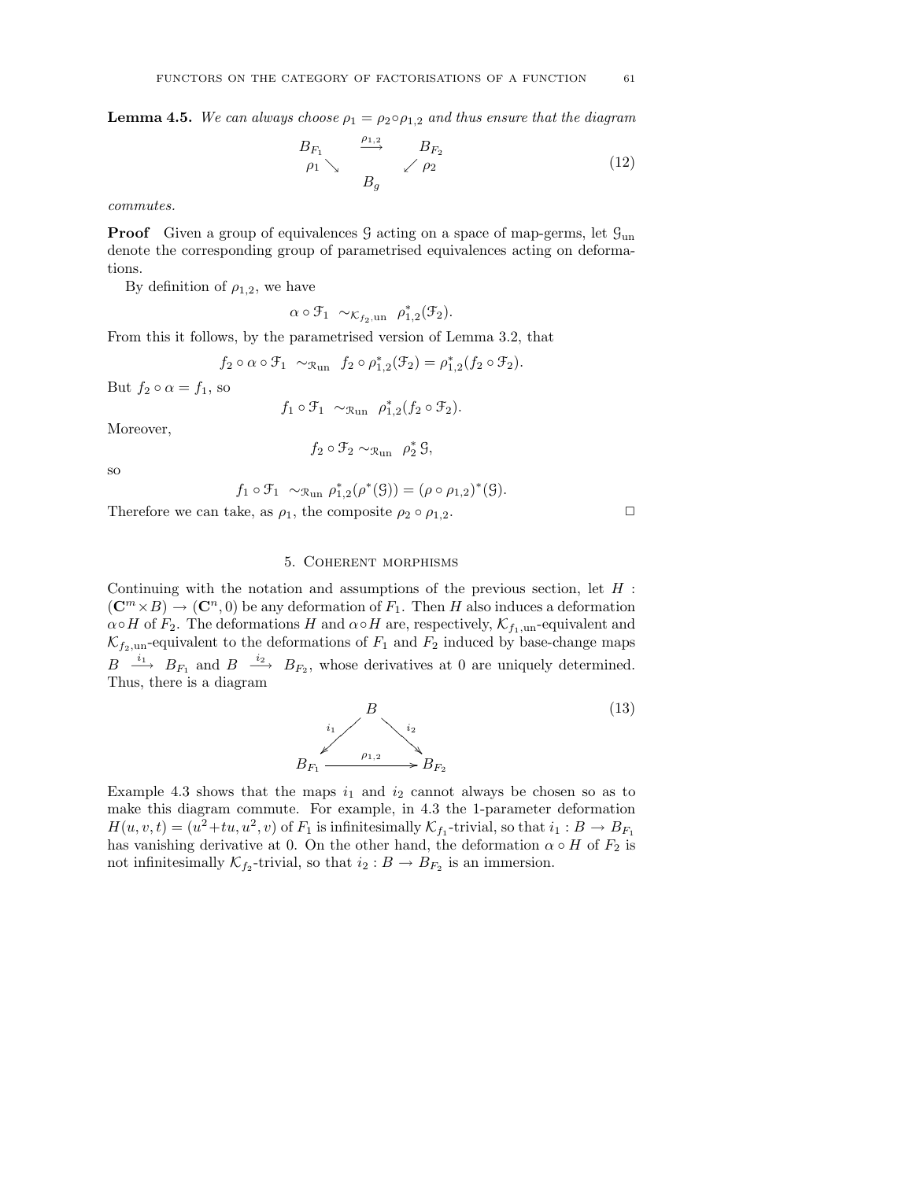**Lemma 4.5.** *We can always choose $\rho_1 = \rho_2 \circ \rho_{1,2}$ and thus ensure that the diagram*

$$\begin{array}{ccc} B_{F_1} & \xrightarrow{\rho_{1,2}} & B_{F_2} \\ \rho_1 \searrow & & \swarrow \rho_2 \\ & B_g & \end{array} \tag{12}$$

*commutes.*

**Proof** Given a group of equivalences $\mathcal{G}$ acting on a space of map-germs, let $\mathcal{G}_{\text{un}}$ denote the corresponding group of parametrised equivalences acting on deformations.

By definition of $\rho_{1,2}$, we have

$$\alpha \circ \mathcal{F}_1 \ \sim_{\mathcal{K}_{f_2,\text{un}}} \ \rho_{1,2}^*(\mathcal{F}_2).$$

From this it follows, by the parametrised version of Lemma 3.2, that

$$f_2 \circ \alpha \circ \mathcal{F}_1 \ \sim_{\mathcal{R}_{\text{un}}} \ f_2 \circ \rho_{1,2}^*(\mathcal{F}_2) = \rho_{1,2}^*(f_2 \circ \mathcal{F}_2).$$

But $f_2 \circ \alpha = f_1$, so

$$f_1 \circ \mathcal{F}_1 \ \sim_{\mathcal{R}_{\text{un}}} \ \rho_{1,2}^*(f_2 \circ \mathcal{F}_2).$$

Moreover,

$$f_2 \circ \mathcal{F}_2 \sim_{\mathcal{R}_{\text{un}}} \ \rho_2^* \, \mathcal{G},$$

so

$$f_1 \circ \mathcal{F}_1 \ \sim_{\mathcal{R}_{\text{un}}} \rho_{1,2}^*(\rho^*(\mathcal{G})) = (\rho \circ \rho_{1,2})^*(\mathcal{G}).$$

Therefore we can take, as $\rho_1$, the composite $\rho_2 \circ \rho_{1,2}$. $\square$

## 5. Coherent morphisms

Continuing with the notation and assumptions of the previous section, let $H : (\mathbf{C}^m \times B) \to (\mathbf{C}^n, 0)$ be any deformation of $F_1$. Then $H$ also induces a deformation $\alpha \circ H$ of $F_2$. The deformations $H$ and $\alpha \circ H$ are, respectively, $\mathcal{K}_{f_1,\text{un}}$-equivalent and $\mathcal{K}_{f_2,\text{un}}$-equivalent to the deformations of $F_1$ and $F_2$ induced by base-change maps $B \xrightarrow{i_1} B_{F_1}$ and $B \xrightarrow{i_2} B_{F_2}$, whose derivatives at 0 are uniquely determined. Thus, there is a diagram

$$\begin{array}{ccc} & B & \\ {}^{i_1}\swarrow & & \searrow^{i_2} \\ B_{F_1} & \xrightarrow{\rho_{1,2}} & B_{F_2} \end{array} \tag{13}$$

Example 4.3 shows that the maps $i_1$ and $i_2$ cannot always be chosen so as to make this diagram commute. For example, in 4.3 the 1-parameter deformation $H(u, v, t) = (u^2 + tu, u^2, v)$ of $F_1$ is infinitesimally $\mathcal{K}_{f_1}$-trivial, so that $i_1 : B \to B_{F_1}$ has vanishing derivative at 0. On the other hand, the deformation $\alpha \circ H$ of $F_2$ is not infinitesimally $\mathcal{K}_{f_2}$-trivial, so that $i_2 : B \to B_{F_2}$ is an immersion.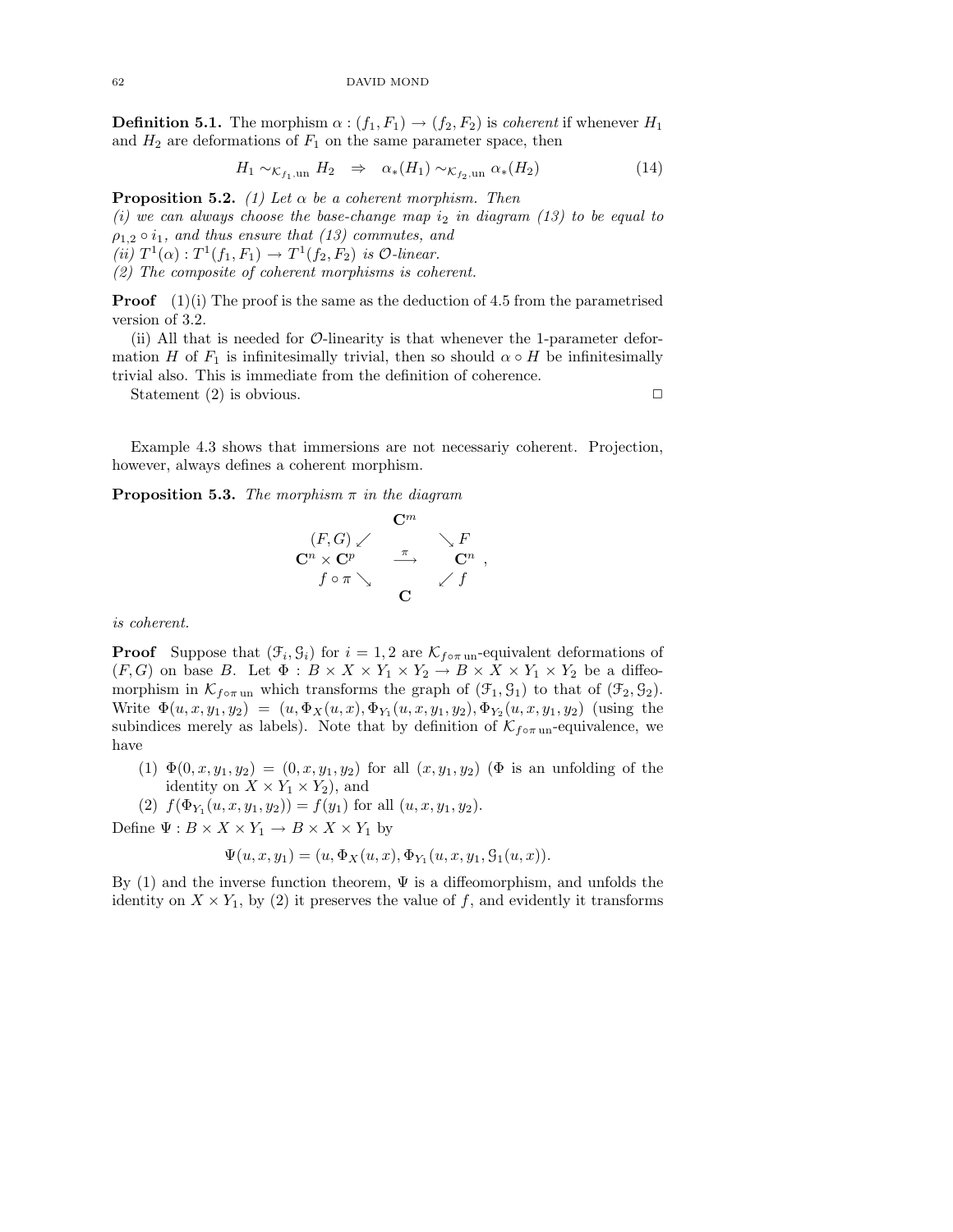**Definition 5.1.** The morphism $\alpha : (f_1, F_1) \to (f_2, F_2)$ is *coherent* if whenever $H_1$ and $H_2$ are deformations of $F_1$ on the same parameter space, then

$$H_1 \sim_{\mathcal{K}_{f_1,\mathrm{un}}} H_2 \quad \Rightarrow \quad \alpha_*(H_1) \sim_{\mathcal{K}_{f_2,\mathrm{un}}} \alpha_*(H_2) \tag{14}$$

**Proposition 5.2.** *(1) Let $\alpha$ be a coherent morphism. Then*
*(i) we can always choose the base-change map $i_2$ in diagram (13) to be equal to $\rho_{1,2} \circ i_1$, and thus ensure that (13) commutes, and*
*(ii) $T^1(\alpha) : T^1(f_1, F_1) \to T^1(f_2, F_2)$ is $\mathcal{O}$-linear.*
*(2) The composite of coherent morphisms is coherent.*

**Proof** (1)(i) The proof is the same as the deduction of 4.5 from the parametrised version of 3.2.

(ii) All that is needed for $\mathcal{O}$-linearity is that whenever the 1-parameter deformation $H$ of $F_1$ is infinitesimally trivial, then so should $\alpha \circ H$ be infinitesimally trivial also. This is immediate from the definition of coherence.

Statement (2) is obvious. □

Example 4.3 shows that immersions are not necessariy coherent. Projection, however, always defines a coherent morphism.

**Proposition 5.3.** *The morphism $\pi$ in the diagram*

$$\begin{array}{ccccc} & & \mathbf{C}^m & & \\ & (F,G) \swarrow & & \searrow F & \\ \mathbf{C}^n \times \mathbf{C}^p & & \xrightarrow{\pi} & & \mathbf{C}^n \\ & f \circ \pi \searrow & & \swarrow f & \\ & & \mathbf{C} & & \end{array},$$

*is coherent.*

**Proof** Suppose that $(\mathcal{F}_i, \mathcal{G}_i)$ for $i = 1, 2$ are $\mathcal{K}_{f \circ \pi\,\mathrm{un}}$-equivalent deformations of $(F, G)$ on base $B$. Let $\Phi : B \times X \times Y_1 \times Y_2 \to B \times X \times Y_1 \times Y_2$ be a diffeomorphism in $\mathcal{K}_{f \circ \pi\,\mathrm{un}}$ which transforms the graph of $(\mathcal{F}_1, \mathcal{G}_1)$ to that of $(\mathcal{F}_2, \mathcal{G}_2)$. Write $\Phi(u, x, y_1, y_2) = (u, \Phi_X(u, x), \Phi_{Y_1}(u, x, y_1, y_2), \Phi_{Y_2}(u, x, y_1, y_2)$ (using the subindices merely as labels). Note that by definition of $\mathcal{K}_{f \circ \pi\,\mathrm{un}}$-equivalence, we have

(1) $\Phi(0, x, y_1, y_2) = (0, x, y_1, y_2)$ for all $(x, y_1, y_2)$ ($\Phi$ is an unfolding of the identity on $X \times Y_1 \times Y_2$), and
(2) $f(\Phi_{Y_1}(u, x, y_1, y_2)) = f(y_1)$ for all $(u, x, y_1, y_2)$.

Define $\Psi : B \times X \times Y_1 \to B \times X \times Y_1$ by

$$\Psi(u, x, y_1) = (u, \Phi_X(u, x), \Phi_{Y_1}(u, x, y_1, \mathcal{G}_1(u, x)).$$

By (1) and the inverse function theorem, $\Psi$ is a diffeomorphism, and unfolds the identity on $X \times Y_1$, by (2) it preserves the value of $f$, and evidently it transforms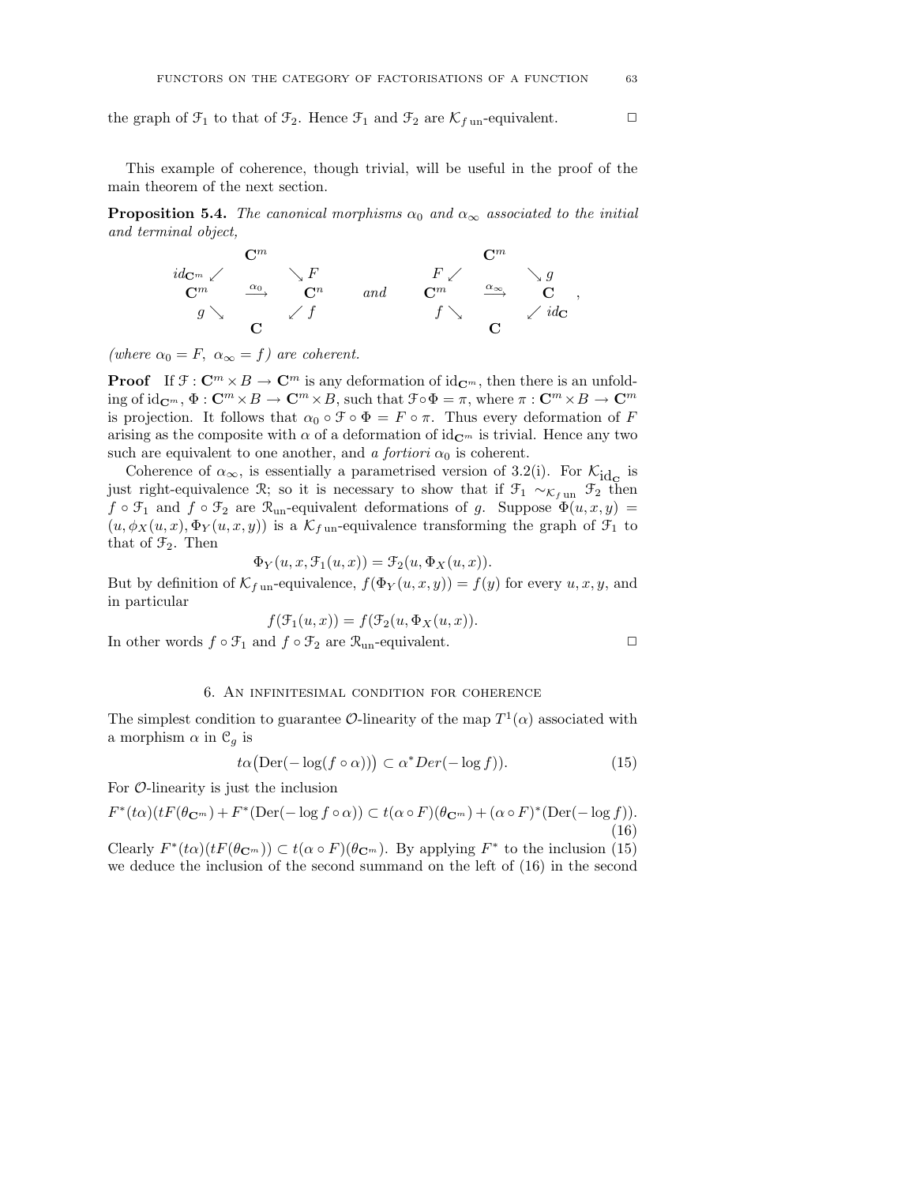the graph of $\mathcal{F}_1$ to that of $\mathcal{F}_2$. Hence $\mathcal{F}_1$ and $\mathcal{F}_2$ are $\mathcal{K}_{f\,\mathrm{un}}$-equivalent. $\square$

This example of coherence, though trivial, will be useful in the proof of the main theorem of the next section.

**Proposition 5.4.** *The canonical morphisms $\alpha_0$ and $\alpha_\infty$ associated to the initial and terminal object,*

$$
\begin{array}{ccccc}
 & & \mathbf{C}^m & & \\
 & id_{\mathbf{C}^m} \swarrow & & \searrow F & \\
\mathbf{C}^m & & \xrightarrow{\alpha_0} & & \mathbf{C}^n \\
 & g \searrow & & \swarrow f & \\
 & & \mathbf{C} & &
\end{array}
\quad \text{and} \quad
\begin{array}{ccccc}
 & & \mathbf{C}^m & & \\
 & F \swarrow & & \searrow g & \\
\mathbf{C}^m & & \xrightarrow{\alpha_\infty} & & \mathbf{C} \\
 & f \searrow & & \swarrow id_{\mathbf{C}} & \\
 & & \mathbf{C} & &
\end{array},
$$

*(where $\alpha_0 = F,\ \alpha_\infty = f$) are coherent.*

**Proof** If $\mathcal{F} : \mathbf{C}^m \times B \to \mathbf{C}^m$ is any deformation of $\mathrm{id}_{\mathbf{C}^m}$, then there is an unfolding of $\mathrm{id}_{\mathbf{C}^m}$, $\Phi : \mathbf{C}^m \times B \to \mathbf{C}^m \times B$, such that $\mathcal{F} \circ \Phi = \pi$, where $\pi : \mathbf{C}^m \times B \to \mathbf{C}^m$ is projection. It follows that $\alpha_0 \circ \mathcal{F} \circ \Phi = F \circ \pi$. Thus every deformation of $F$ arising as the composite with $\alpha$ of a deformation of $\mathrm{id}_{\mathbf{C}^m}$ is trivial. Hence any two such are equivalent to one another, and *a fortiori* $\alpha_0$ is coherent.

Coherence of $\alpha_\infty$, is essentially a parametrised version of 3.2(i). For $\mathcal{K}_{\mathrm{id}_{\mathbf{C}}}$ is just right-equivalence $\mathcal{R}$; so it is necessary to show that if $\mathcal{F}_1 \sim_{\mathcal{K}_{f\,\mathrm{un}}} \mathcal{F}_2$ then $f \circ \mathcal{F}_1$ and $f \circ \mathcal{F}_2$ are $\mathcal{R}_{\mathrm{un}}$-equivalent deformations of $g$. Suppose $\Phi(u,x,y) = (u, \phi_X(u,x), \Phi_Y(u,x,y))$ is a $\mathcal{K}_{f\,\mathrm{un}}$-equivalence transforming the graph of $\mathcal{F}_1$ to that of $\mathcal{F}_2$. Then

$$\Phi_Y(u,x,\mathcal{F}_1(u,x)) = \mathcal{F}_2(u,\Phi_X(u,x)).$$

But by definition of $\mathcal{K}_{f\,\mathrm{un}}$-equivalence, $f(\Phi_Y(u,x,y)) = f(y)$ for every $u,x,y$, and in particular

$$f(\mathcal{F}_1(u,x)) = f(\mathcal{F}_2(u,\Phi_X(u,x)).$$

In other words $f \circ \mathcal{F}_1$ and $f \circ \mathcal{F}_2$ are $\mathcal{R}_{\mathrm{un}}$-equivalent. $\square$

## 6. An infinitesimal condition for coherence

The simplest condition to guarantee $\mathcal{O}$-linearity of the map $T^1(\alpha)$ associated with a morphism $\alpha$ in $\mathcal{C}_g$ is

$$t\alpha\big(\mathrm{Der}(-\log(f \circ \alpha))\big) \subset \alpha^* Der(-\log f)). \tag{15}$$

For $\mathcal{O}$-linearity is just the inclusion

$$F^*(t\alpha)(tF(\theta_{\mathbf{C}^m}) + F^*(\mathrm{Der}(-\log f \circ \alpha)) \subset t(\alpha \circ F)(\theta_{\mathbf{C}^m}) + (\alpha \circ F)^*(\mathrm{Der}(-\log f)). \tag{16}$$

Clearly $F^*(t\alpha)(tF(\theta_{\mathbf{C}^m})) \subset t(\alpha \circ F)(\theta_{\mathbf{C}^m})$. By applying $F^*$ to the inclusion (15) we deduce the inclusion of the second summand on the left of (16) in the second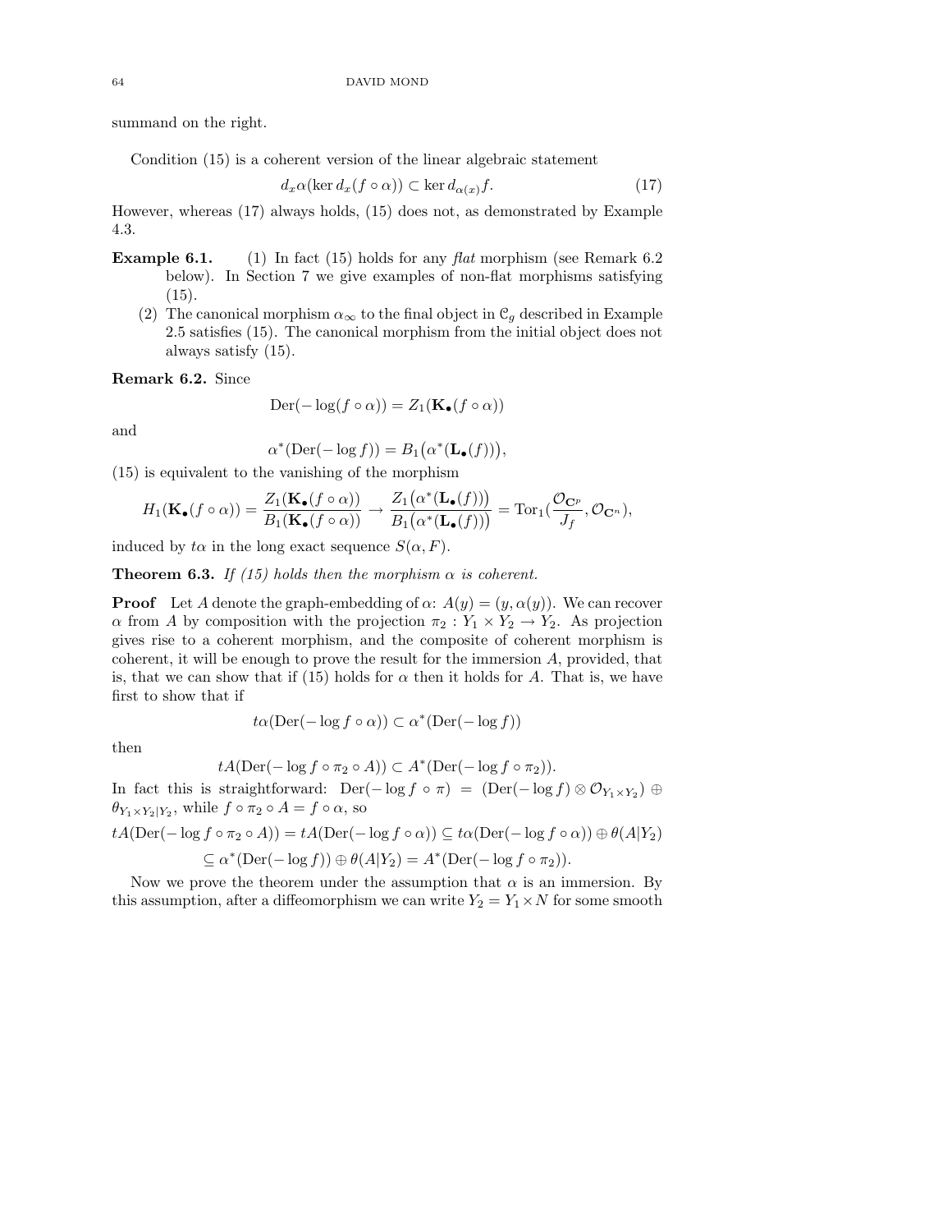summand on the right.

Condition (15) is a coherent version of the linear algebraic statement

$$d_x\alpha(\ker d_x(f\circ\alpha))\subset \ker d_{\alpha(x)}f. \tag{17}$$

However, whereas (17) always holds, (15) does not, as demonstrated by Example 4.3.

**Example 6.1.**
1. In fact (15) holds for any *flat* morphism (see Remark 6.2 below). In Section 7 we give examples of non-flat morphisms satisfying (15).
2. The canonical morphism $\alpha_\infty$ to the final object in $\mathcal{C}_g$ described in Example 2.5 satisfies (15). The canonical morphism from the initial object does not always satisfy (15).

**Remark 6.2.** Since

$$\mathrm{Der}(-\log(f\circ\alpha)) = Z_1(\mathbf{K}_\bullet(f\circ\alpha))$$

and

$$\alpha^*(\mathrm{Der}(-\log f)) = B_1\big(\alpha^*(\mathbf{L}_\bullet(f))\big),$$

(15) is equivalent to the vanishing of the morphism

$$H_1(\mathbf{K}_\bullet(f\circ\alpha)) = \frac{Z_1(\mathbf{K}_\bullet(f\circ\alpha))}{B_1(\mathbf{K}_\bullet(f\circ\alpha))}\to\frac{Z_1\big(\alpha^*(\mathbf{L}_\bullet(f))\big)}{B_1\big(\alpha^*(\mathbf{L}_\bullet(f))\big)} = \mathrm{Tor}_1\Big(\frac{\mathcal{O}_{\mathbf{C}^p}}{J_f},\mathcal{O}_{\mathbf{C}^n}\Big),$$

induced by $t\alpha$ in the long exact sequence $S(\alpha,F)$.

**Theorem 6.3.** *If (15) holds then the morphism $\alpha$ is coherent.*

**Proof** Let $A$ denote the graph-embedding of $\alpha$: $A(y) = (y,\alpha(y))$. We can recover $\alpha$ from $A$ by composition with the projection $\pi_2 : Y_1\times Y_2\to Y_2$. As projection gives rise to a coherent morphism, and the composite of coherent morphism is coherent, it will be enough to prove the result for the immersion $A$, provided, that is, that we can show that if (15) holds for $\alpha$ then it holds for $A$. That is, we have first to show that if

$$t\alpha(\mathrm{Der}(-\log f\circ\alpha))\subset\alpha^*(\mathrm{Der}(-\log f))$$

then

$$tA(\mathrm{Der}(-\log f\circ\pi_2\circ A))\subset A^*(\mathrm{Der}(-\log f\circ\pi_2)).$$

In fact this is straightforward: $\mathrm{Der}(-\log f\circ\pi) = (\mathrm{Der}(-\log f)\otimes\mathcal{O}_{Y_1\times Y_2})\oplus\theta_{Y_1\times Y_2|Y_2}$, while $f\circ\pi_2\circ A = f\circ\alpha$, so

$$tA(\mathrm{Der}(-\log f\circ\pi_2\circ A)) = tA(\mathrm{Der}(-\log f\circ\alpha))\subseteq t\alpha(\mathrm{Der}(-\log f\circ\alpha))\oplus\theta(A|Y_2)$$
$$\subseteq\alpha^*(\mathrm{Der}(-\log f))\oplus\theta(A|Y_2) = A^*(\mathrm{Der}(-\log f\circ\pi_2)).$$

Now we prove the theorem under the assumption that $\alpha$ is an immersion. By this assumption, after a diffeomorphism we can write $Y_2 = Y_1\times N$ for some smooth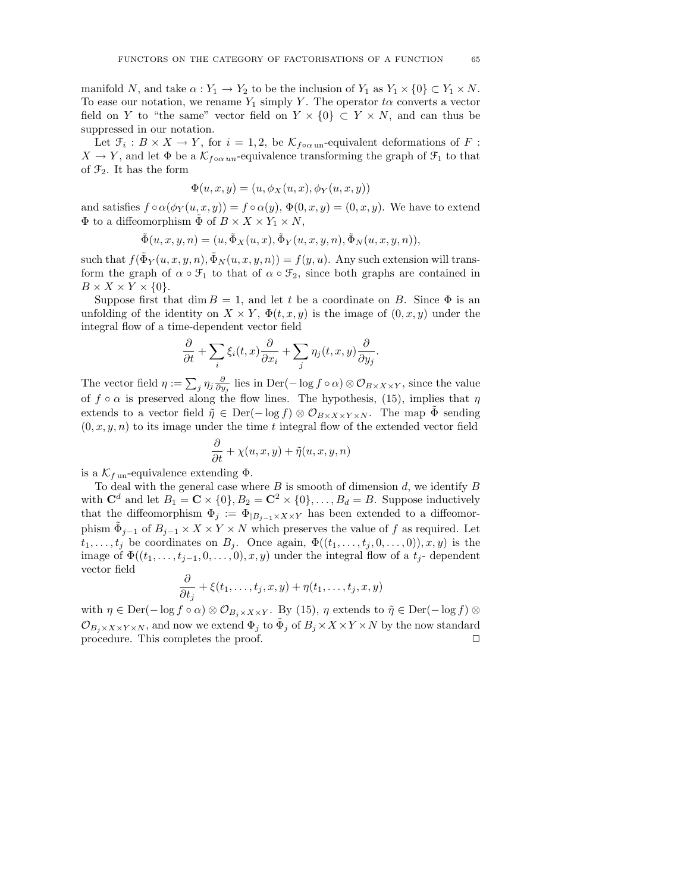manifold $N$, and take $\alpha : Y_1 \to Y_2$ to be the inclusion of $Y_1$ as $Y_1 \times \{0\} \subset Y_1 \times N$. To ease our notation, we rename $Y_1$ simply $Y$. The operator $t\alpha$ converts a vector field on $Y$ to "the same" vector field on $Y \times \{0\} \subset Y \times N$, and can thus be suppressed in our notation.

Let $\mathcal{F}_i : B \times X \to Y$, for $i = 1, 2$, be $\mathcal{K}_{f\circ\alpha\,\mathrm{un}}$-equivalent deformations of $F : X \to Y$, and let $\Phi$ be a $\mathcal{K}_{f\circ\alpha\, un}$-equivalence transforming the graph of $\mathcal{F}_1$ to that of $\mathcal{F}_2$. It has the form

$$\Phi(u, x, y) = (u, \phi_X(u, x), \phi_Y(u, x, y))$$

and satisfies $f \circ \alpha(\phi_Y(u, x, y)) = f \circ \alpha(y)$, $\Phi(0, x, y) = (0, x, y)$. We have to extend $\Phi$ to a diffeomorphism $\tilde{\Phi}$ of $B \times X \times Y_1 \times N$,

$$\tilde{\Phi}(u, x, y, n) = (u, \tilde{\Phi}_X(u, x), \tilde{\Phi}_Y(u, x, y, n), \tilde{\Phi}_N(u, x, y, n)),$$

such that $f(\tilde{\Phi}_Y(u, x, y, n), \tilde{\Phi}_N(u, x, y, n)) = f(y, u)$. Any such extension will transform the graph of $\alpha \circ \mathcal{F}_1$ to that of $\alpha \circ \mathcal{F}_2$, since both graphs are contained in $B \times X \times Y \times \{0\}$.

Suppose first that $\dim B = 1$, and let $t$ be a coordinate on $B$. Since $\Phi$ is an unfolding of the identity on $X \times Y$, $\Phi(t, x, y)$ is the image of $(0, x, y)$ under the integral flow of a time-dependent vector field

$$\frac{\partial}{\partial t} + \sum_i \xi_i(t, x)\frac{\partial}{\partial x_i} + \sum_j \eta_j(t, x, y)\frac{\partial}{\partial y_j}.$$

The vector field $\eta := \sum_j \eta_j \frac{\partial}{\partial y_j}$ lies in $\mathrm{Der}(-\log f \circ \alpha) \otimes \mathcal{O}_{B\times X\times Y}$, since the value of $f \circ \alpha$ is preserved along the flow lines. The hypothesis, (15), implies that $\eta$ extends to a vector field $\tilde{\eta} \in \mathrm{Der}(-\log f) \otimes \mathcal{O}_{B\times X\times Y\times N}$. The map $\tilde{\Phi}$ sending $(0, x, y, n)$ to its image under the time $t$ integral flow of the extended vector field

$$\frac{\partial}{\partial t} + \chi(u, x, y) + \tilde{\eta}(u, x, y, n)$$

is a $\mathcal{K}_{f\,\mathrm{un}}$-equivalence extending $\Phi$.

To deal with the general case where $B$ is smooth of dimension $d$, we identify $B$ with $\mathbf{C}^d$ and let $B_1 = \mathbf{C} \times \{0\}, B_2 = \mathbf{C}^2 \times \{0\}, \ldots, B_d = B$. Suppose inductively that the diffeomorphism $\Phi_j := \Phi_{|B_{j-1}\times X\times Y}$ has been extended to a diffeomorphism $\tilde{\Phi}_{j-1}$ of $B_{j-1} \times X \times Y \times N$ which preserves the value of $f$ as required. Let $t_1, \ldots, t_j$ be coordinates on $B_j$. Once again, $\Phi((t_1, \ldots, t_j, 0, \ldots, 0)), x, y)$ is the image of $\Phi((t_1, \ldots, t_{j-1}, 0, \ldots, 0), x, y)$ under the integral flow of a $t_j$- dependent vector field

$$\frac{\partial}{\partial t_j} + \xi(t_1, \ldots, t_j, x, y) + \eta(t_1, \ldots, t_j, x, y)$$

with $\eta \in \mathrm{Der}(-\log f \circ \alpha) \otimes \mathcal{O}_{B_j\times X\times Y}$. By (15), $\eta$ extends to $\tilde{\eta} \in \mathrm{Der}(-\log f) \otimes \mathcal{O}_{B_j\times X\times Y\times N}$, and now we extend $\Phi_j$ to $\tilde{\Phi}_j$ of $B_j \times X \times Y \times N$ by the now standard procedure. This completes the proof. $\square$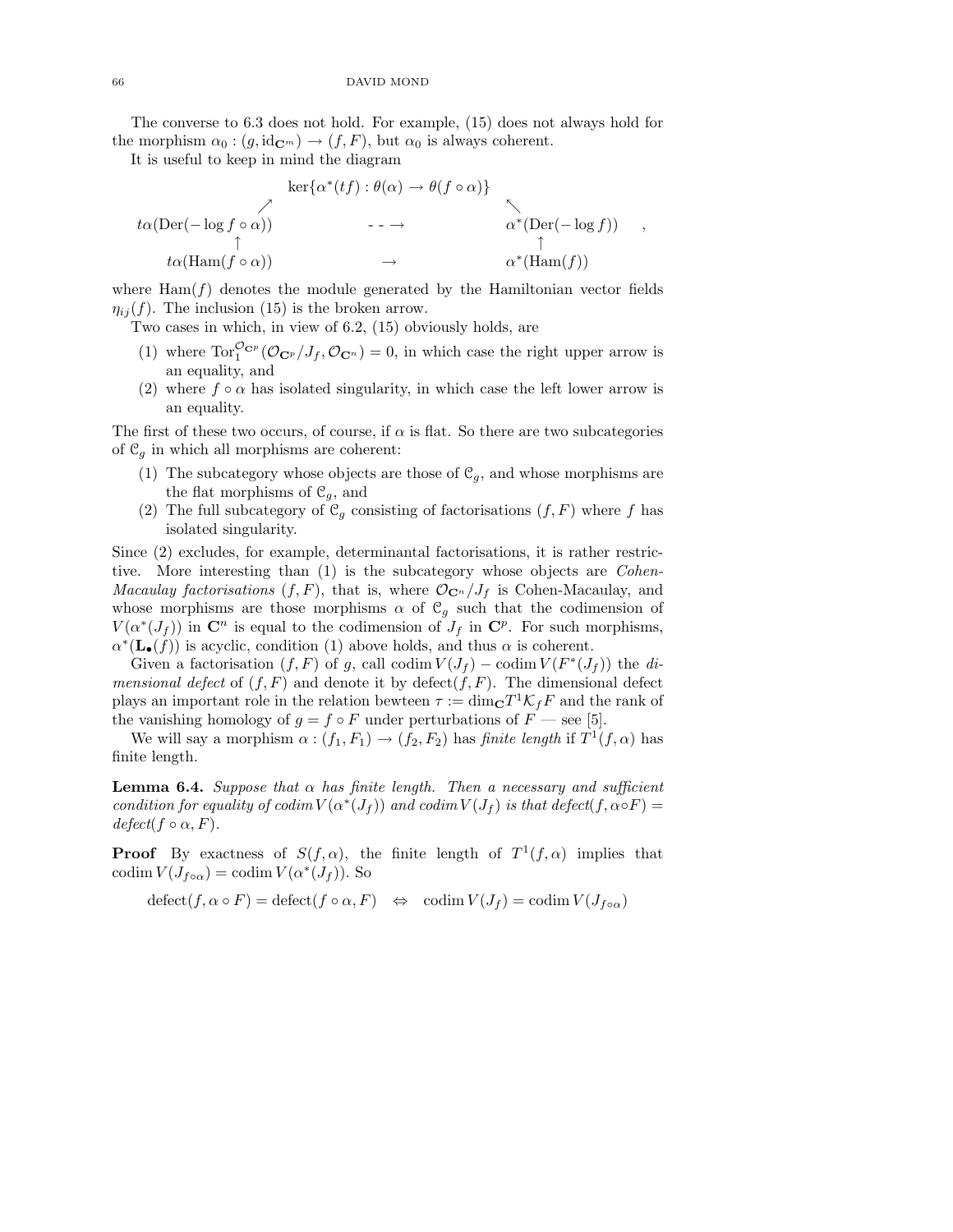The converse to 6.3 does not hold. For example, (15) does not always hold for the morphism $\alpha_0 : (g, \mathrm{id}_{\mathbf{C}^m}) \to (f, F)$, but $\alpha_0$ is always coherent.

It is useful to keep in mind the diagram

$$
\begin{array}{ccccc}
 & & \ker\{\alpha^*(tf) : \theta(\alpha) \to \theta(f \circ \alpha)\} & & \\
 & \nearrow & & \nwarrow & \\
t\alpha(\mathrm{Der}(-\log f \circ \alpha)) & & \dashrightarrow & & \alpha^*(\mathrm{Der}(-\log f)) \\
\uparrow & & & & \uparrow \\
t\alpha(\mathrm{Ham}(f \circ \alpha)) & & \to & & \alpha^*(\mathrm{Ham}(f))
\end{array},
$$

where $\mathrm{Ham}(f)$ denotes the module generated by the Hamiltonian vector fields $\eta_{ij}(f)$. The inclusion (15) is the broken arrow.

Two cases in which, in view of 6.2, (15) obviously holds, are

1. where $\mathrm{Tor}_1^{\mathcal{O}_{\mathbf{C}^p}}(\mathcal{O}_{\mathbf{C}^p}/J_f, \mathcal{O}_{\mathbf{C}^n}) = 0$, in which case the right upper arrow is an equality, and
2. where $f \circ \alpha$ has isolated singularity, in which case the left lower arrow is an equality.

The first of these two occurs, of course, if $\alpha$ is flat. So there are two subcategories of $\mathcal{C}_g$ in which all morphisms are coherent:

1. The subcategory whose objects are those of $\mathcal{C}_g$, and whose morphisms are the flat morphisms of $\mathcal{C}_g$, and
2. The full subcategory of $\mathcal{C}_g$ consisting of factorisations $(f, F)$ where $f$ has isolated singularity.

Since (2) excludes, for example, determinantal factorisations, it is rather restrictive. More interesting than (1) is the subcategory whose objects are *Cohen-Macaulay factorisations* $(f, F)$, that is, where $\mathcal{O}_{\mathbf{C}^n}/J_f$ is Cohen-Macaulay, and whose morphisms are those morphisms $\alpha$ of $\mathcal{C}_g$ such that the codimension of $V(\alpha^*(J_f))$ in $\mathbf{C}^n$ is equal to the codimension of $J_f$ in $\mathbf{C}^p$. For such morphisms, $\alpha^*(\mathbf{L}_\bullet(f))$ is acyclic, condition (1) above holds, and thus $\alpha$ is coherent.

Given a factorisation $(f, F)$ of $g$, call $\operatorname{codim} V(J_f) - \operatorname{codim} V(F^*(J_f))$ the *dimensional defect* of $(f, F)$ and denote it by $\mathrm{defect}(f, F)$. The dimensional defect plays an important role in the relation bewteen $\tau := \dim_{\mathbf{C}} T^1\mathcal{K}_f F$ and the rank of the vanishing homology of $g = f \circ F$ under perturbations of $F$ — see [5].

We will say a morphism $\alpha : (f_1, F_1) \to (f_2, F_2)$ has *finite length* if $T^1(f, \alpha)$ has finite length.

**Lemma 6.4.** *Suppose that $\alpha$ has finite length. Then a necessary and sufficient condition for equality of $\operatorname{codim} V(\alpha^*(J_f))$ and $\operatorname{codim} V(J_f)$ is that $\mathrm{defect}(f, \alpha \circ F) = \mathrm{defect}(f \circ \alpha, F)$.*

**Proof** By exactness of $S(f, \alpha)$, the finite length of $T^1(f, \alpha)$ implies that $\operatorname{codim} V(J_{f\circ\alpha}) = \operatorname{codim} V(\alpha^*(J_f))$. So

$$\mathrm{defect}(f, \alpha \circ F) = \mathrm{defect}(f \circ \alpha, F) \quad \Leftrightarrow \quad \operatorname{codim} V(J_f) = \operatorname{codim} V(J_{f\circ\alpha})$$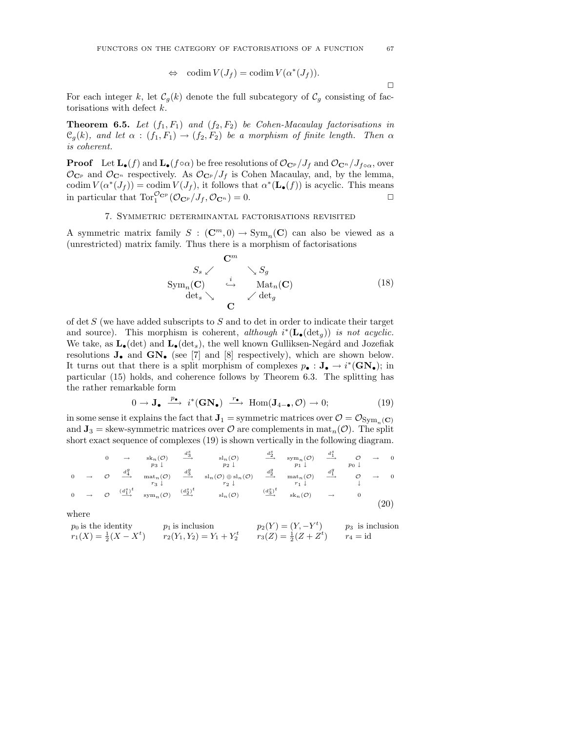$$\Leftrightarrow \quad \operatorname{codim} V(J_f) = \operatorname{codim} V(\alpha^*(J_f)).$$

□

For each integer $k$, let $\mathcal{C}_g(k)$ denote the full subcategory of $\mathcal{C}_g$ consisting of factorisations with defect $k$.

**Theorem 6.5.** *Let $(f_1, F_1)$ and $(f_2, F_2)$ be Cohen-Macaulay factorisations in $\mathcal{C}_g(k)$, and let $\alpha : (f_1, F_1) \to (f_2, F_2)$ be a morphism of finite length. Then $\alpha$ is coherent.*

**Proof** Let $\mathbf{L}_\bullet(f)$ and $\mathbf{L}_\bullet(f \circ \alpha)$ be free resolutions of $\mathcal{O}_{\mathbf{C}^p}/J_f$ and $\mathcal{O}_{\mathbf{C}^n}/J_{f\circ\alpha}$, over $\mathcal{O}_{\mathbf{C}^p}$ and $\mathcal{O}_{\mathbf{C}^n}$ respectively. As $\mathcal{O}_{\mathbf{C}^p}/J_f$ is Cohen Macaulay, and, by the lemma, $\operatorname{codim} V(\alpha^*(J_f)) = \operatorname{codim} V(J_f)$, it follows that $\alpha^*(\mathbf{L}_\bullet(f))$ is acyclic. This means in particular that $\operatorname{Tor}_1^{\mathcal{O}_{\mathbf{C}^p}}(\mathcal{O}_{\mathbf{C}^p}/J_f, \mathcal{O}_{\mathbf{C}^n}) = 0$. □

## 7. Symmetric determinantal factorisations revisited

A symmetric matrix family $S : (\mathbf{C}^m, 0) \to \operatorname{Sym}_n(\mathbf{C})$ can also be viewed as a (unrestricted) matrix family. Thus there is a morphism of factorisations

$$\begin{array}{ccc} & \mathbf{C}^m & \\ S_s \swarrow & & \searrow S_g \\ \operatorname{Sym}_n(\mathbf{C}) & \overset{i}{\hookrightarrow} & \operatorname{Mat}_n(\mathbf{C}) \\ \det_s \searrow & & \swarrow \det_g \\ & \mathbf{C} & \end{array} \tag{18}$$

of $\det S$ (we have added subscripts to $S$ and to det in order to indicate their target and source). This morphism is coherent, *although $i^*(\mathbf{L}_\bullet(\det_g))$ is not acyclic.* We take, as $\mathbf{L}_\bullet(\det)$ and $\mathbf{L}_\bullet(\det_s)$, the well known Gulliksen-Negård and Jozefiak resolutions $\mathbf{J}_\bullet$ and $\mathbf{GN}_\bullet$ (see [7] and [8] respectively), which are shown below. It turns out that there is a split morphism of complexes $p_\bullet : \mathbf{J}_\bullet \to i^*(\mathbf{GN}_\bullet)$; in particular (15) holds, and coherence follows by Theorem 6.3. The splitting has the rather remarkable form

$$0 \to \mathbf{J}_\bullet \xrightarrow{\ p_\bullet\ } i^*(\mathbf{GN}_\bullet) \xrightarrow{\ r_\bullet\ } \operatorname{Hom}(\mathbf{J}_{4-\bullet}, \mathcal{O}) \to 0; \tag{19}$$

in some sense it explains the fact that $\mathbf{J}_1 =$ symmetric matrices over $\mathcal{O} = \mathcal{O}_{\operatorname{Sym}_n(\mathbf{C})}$ and $\mathbf{J}_3 =$ skew-symmetric matrices over $\mathcal{O}$ are complements in $\operatorname{mat}_n(\mathcal{O})$. The split short exact sequence of complexes (19) is shown vertically in the following diagram.

$$\begin{array}{ccccccccccc}
 & & 0 & \to & \operatorname{sk}_n(\mathcal{O}) & \xrightarrow{d_3^s} & \operatorname{sl}_n(\mathcal{O}) & \xrightarrow{d_2^s} & \operatorname{sym}_n(\mathcal{O}) & \xrightarrow{d_1^s} & \mathcal{O} & \to & 0 \\
 & & & & p_3 \downarrow & & p_2 \downarrow & & p_1 \downarrow & & p_0 \downarrow & & \\
0 & \to & \mathcal{O} & \xrightarrow{d_4^g} & \operatorname{mat}_n(\mathcal{O}) & \xrightarrow{d_3^g} & \operatorname{sl}_n(\mathcal{O}) \oplus \operatorname{sl}_n(\mathcal{O}) & \xrightarrow{d_2^g} & \operatorname{mat}_n(\mathcal{O}) & \xrightarrow{d_1^g} & \mathcal{O} & \to & 0 \\
 & & & & r_3 \downarrow & & r_2 \downarrow & & r_1 \downarrow & & \downarrow & & \\
0 & \to & \mathcal{O} & \xrightarrow{(d_1^s)^t} & \operatorname{sym}_n(\mathcal{O}) & \xrightarrow{(d_2^s)^t} & \operatorname{sl}_n(\mathcal{O}) & \xrightarrow{(d_3^s)^t} & \operatorname{sk}_n(\mathcal{O}) & \to & 0 & &
\end{array} \tag{20}$$

where

| | | | |
|---|---|---|---|
| $p_0$ is the identity | $p_1$ is inclusion | $p_2(Y) = (Y, -Y^t)$ | $p_3$ is inclusion |
| $r_1(X) = \frac{1}{2}(X - X^t)$ | $r_2(Y_1, Y_2) = Y_1 + Y_2^t$ | $r_3(Z) = \frac{1}{2}(Z + Z^t)$ | $r_4 = \operatorname{id}$ |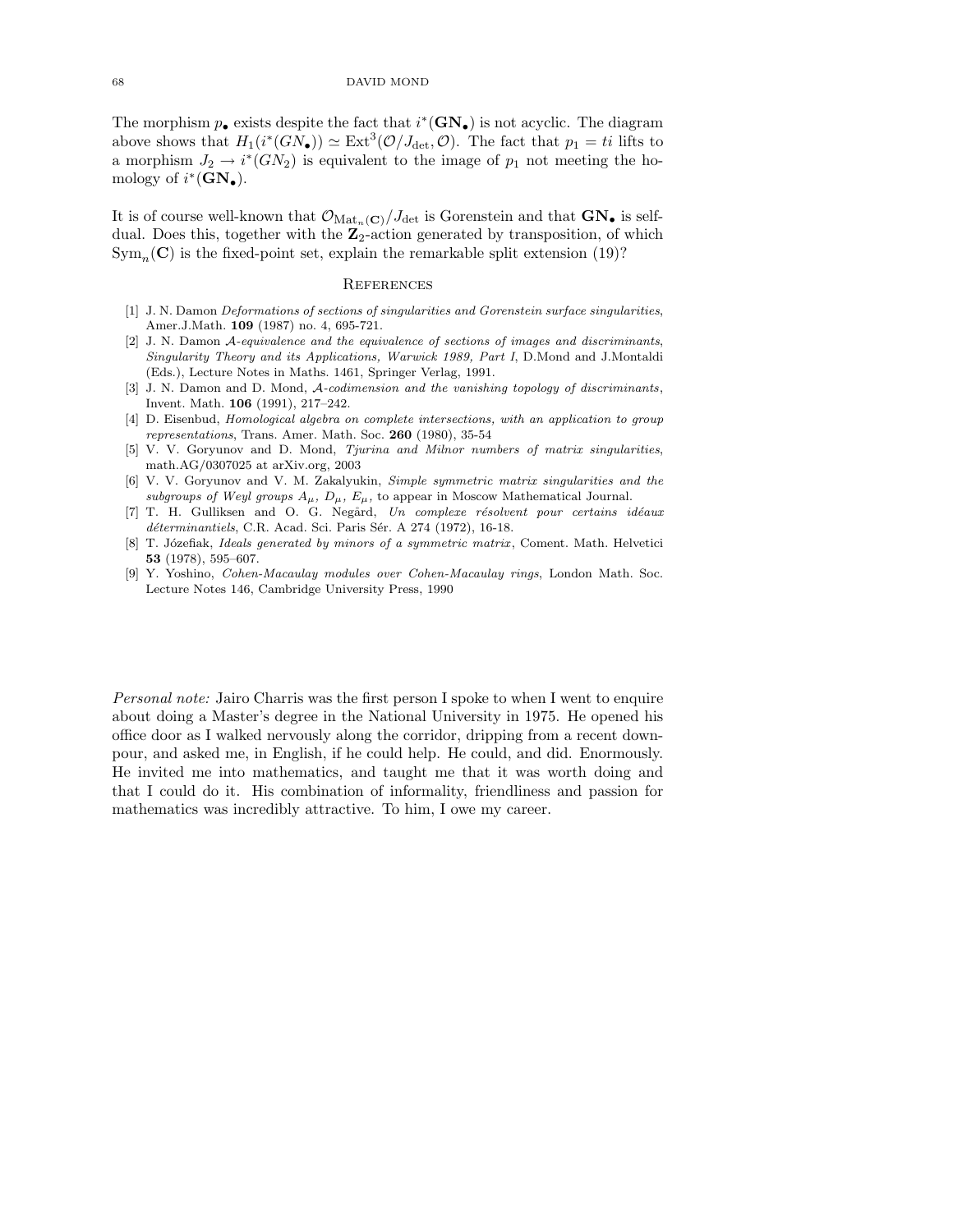The morphism $p_\bullet$ exists despite the fact that $i^*(\mathbf{GN}_\bullet)$ is not acyclic. The diagram above shows that $H_1(i^*(GN_\bullet)) \simeq \mathrm{Ext}^3(\mathcal{O}/J_{\mathrm{det}}, \mathcal{O})$. The fact that $p_1 = ti$ lifts to a morphism $J_2 \to i^*(GN_2)$ is equivalent to the image of $p_1$ not meeting the homology of $i^*(\mathbf{GN}_\bullet)$.

It is of course well-known that $\mathcal{O}_{\mathrm{Mat}_n(\mathbf{C})}/J_{\mathrm{det}}$ is Gorenstein and that $\mathbf{GN}_\bullet$ is self-dual. Does this, together with the $\mathbf{Z}_2$-action generated by transposition, of which $\mathrm{Sym}_n(\mathbf{C})$ is the fixed-point set, explain the remarkable split extension (19)?

## References

[1] J. N. Damon *Deformations of sections of singularities and Gorenstein surface singularities*, Amer.J.Math. **109** (1987) no. 4, 695-721.

[2] J. N. Damon *$\mathcal{A}$-equivalence and the equivalence of sections of images and discriminants*, *Singularity Theory and its Applications, Warwick 1989, Part I*, D.Mond and J.Montaldi (Eds.), Lecture Notes in Maths. 1461, Springer Verlag, 1991.

[3] J. N. Damon and D. Mond, *$\mathcal{A}$-codimension and the vanishing topology of discriminants*, Invent. Math. **106** (1991), 217–242.

[4] D. Eisenbud, *Homological algebra on complete intersections, with an application to group representations*, Trans. Amer. Math. Soc. **260** (1980), 35-54

[5] V. V. Goryunov and D. Mond, *Tjurina and Milnor numbers of matrix singularities*, math.AG/0307025 at arXiv.org, 2003

[6] V. V. Goryunov and V. M. Zakalyukin, *Simple symmetric matrix singularities and the subgroups of Weyl groups $A_\mu$, $D_\mu$, $E_\mu$*, to appear in Moscow Mathematical Journal.

[7] T. H. Gulliksen and O. G. Negård, *Un complexe résolvent pour certains idéaux déterminantiels*, C.R. Acad. Sci. Paris Sér. A 274 (1972), 16-18.

[8] T. Józefiak, *Ideals generated by minors of a symmetric matrix*, Coment. Math. Helvetici **53** (1978), 595–607.

[9] Y. Yoshino, *Cohen-Macaulay modules over Cohen-Macaulay rings*, London Math. Soc. Lecture Notes 146, Cambridge University Press, 1990

*Personal note:* Jairo Charris was the first person I spoke to when I went to enquire about doing a Master's degree in the National University in 1975. He opened his office door as I walked nervously along the corridor, dripping from a recent downpour, and asked me, in English, if he could help. He could, and did. Enormously. He invited me into mathematics, and taught me that it was worth doing and that I could do it. His combination of informality, friendliness and passion for mathematics was incredibly attractive. To him, I owe my career.